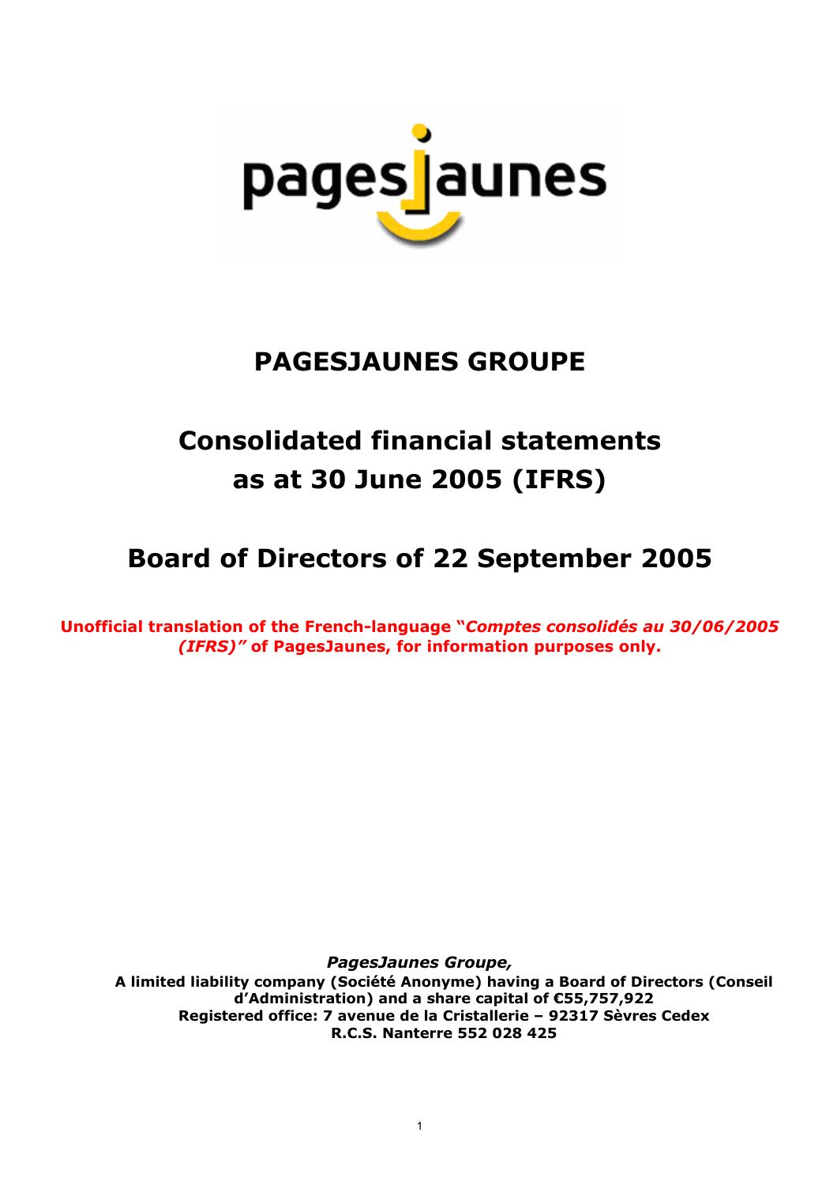pagesjaunes

# PAGESJAUNES GROUPE

# Consolidated financial statements as at 30 June 2005 (IFRS)

# Board of Directors of 22 September 2005

**Unofficial translation of the French-language "*Comptes consolidés au 30/06/2005 (IFRS)*" of PagesJaunes, for information purposes only.**

***PagesJaunes Groupe,***
**A limited liability company (Société Anonyme) having a Board of Directors (Conseil d'Administration) and a share capital of €55,757,922**
**Registered office: 7 avenue de la Cristallerie – 92317 Sèvres Cedex**
**R.C.S. Nanterre 552 028 425**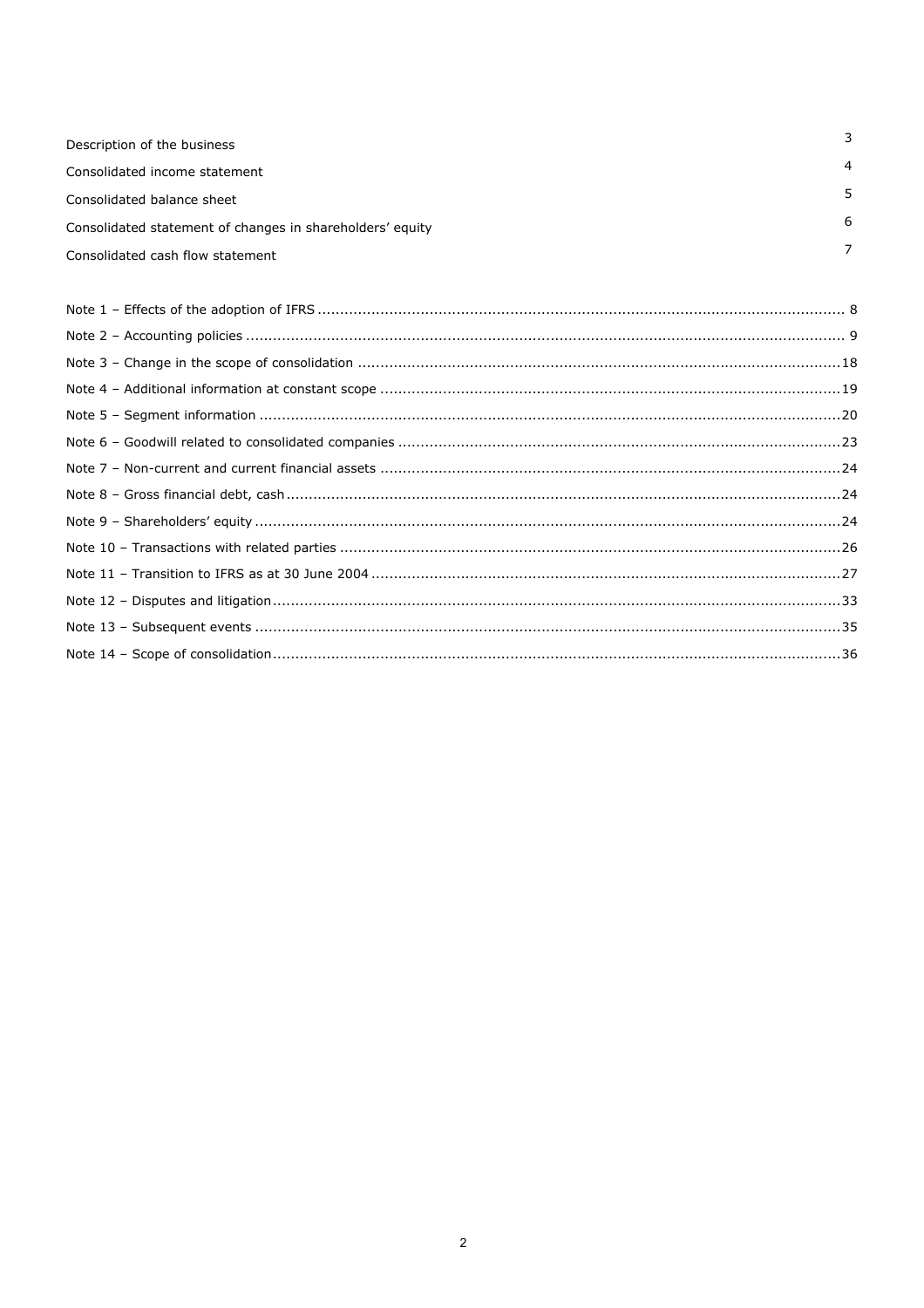| | |
|---|---|
| Description of the business | 3 |
| Consolidated income statement | 4 |
| Consolidated balance sheet | 5 |
| Consolidated statement of changes in shareholders' equity | 6 |
| Consolidated cash flow statement | 7 |

| | |
|---|---|
| Note 1 – Effects of the adoption of IFRS | 8 |
| Note 2 – Accounting policies | 9 |
| Note 3 – Change in the scope of consolidation | 18 |
| Note 4 – Additional information at constant scope | 19 |
| Note 5 – Segment information | 20 |
| Note 6 – Goodwill related to consolidated companies | 23 |
| Note 7 – Non-current and current financial assets | 24 |
| Note 8 – Gross financial debt, cash | 24 |
| Note 9 – Shareholders' equity | 24 |
| Note 10 – Transactions with related parties | 26 |
| Note 11 – Transition to IFRS as at 30 June 2004 | 27 |
| Note 12 – Disputes and litigation | 33 |
| Note 13 – Subsequent events | 35 |
| Note 14 – Scope of consolidation | 36 |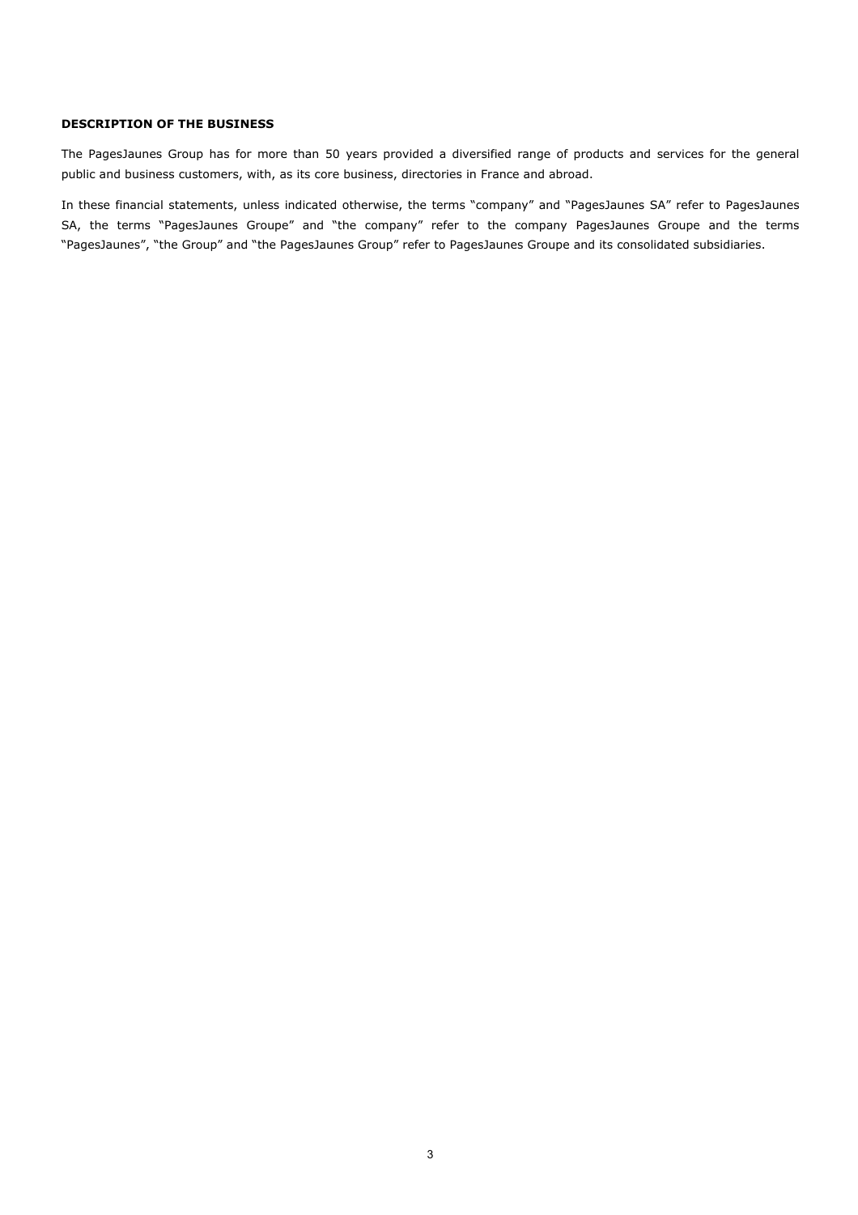**DESCRIPTION OF THE BUSINESS**

The PagesJaunes Group has for more than 50 years provided a diversified range of products and services for the general public and business customers, with, as its core business, directories in France and abroad.

In these financial statements, unless indicated otherwise, the terms "company" and "PagesJaunes SA" refer to PagesJaunes SA, the terms "PagesJaunes Groupe" and "the company" refer to the company PagesJaunes Groupe and the terms "PagesJaunes", "the Group" and "the PagesJaunes Group" refer to PagesJaunes Groupe and its consolidated subsidiaries.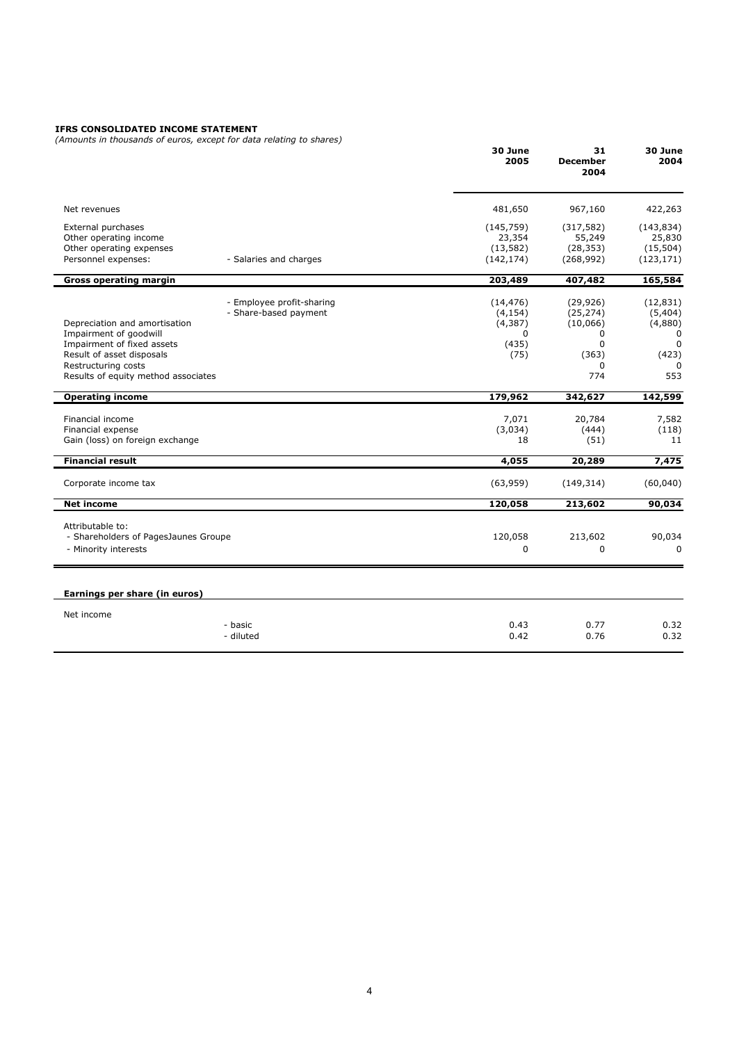**IFRS CONSOLIDATED INCOME STATEMENT**

*(Amounts in thousands of euros, except for data relating to shares)*

| | | 30 June 2005 | 31 December 2004 | 30 June 2004 |
|---|---|---|---|---|
| Net revenues | | 481,650 | 967,160 | 422,263 |
| External purchases | | (145,759) | (317,582) | (143,834) |
| Other operating income | | 23,354 | 55,249 | 25,830 |
| Other operating expenses | | (13,582) | (28,353) | (15,504) |
| Personnel expenses: | - Salaries and charges | (142,174) | (268,992) | (123,171) |
| **Gross operating margin** | | **203,489** | **407,482** | **165,584** |
| | - Employee profit-sharing | (14,476) | (29,926) | (12,831) |
| | - Share-based payment | (4,154) | (25,274) | (5,404) |
| Depreciation and amortisation | | (4,387) | (10,066) | (4,880) |
| Impairment of goodwill | | 0 | 0 | 0 |
| Impairment of fixed assets | | (435) | 0 | 0 |
| Result of asset disposals | | (75) | (363) | (423) |
| Restructuring costs | | | 0 | 0 |
| Results of equity method associates | | | 774 | 553 |
| **Operating income** | | **179,962** | **342,627** | **142,599** |
| Financial income | | 7,071 | 20,784 | 7,582 |
| Financial expense | | (3,034) | (444) | (118) |
| Gain (loss) on foreign exchange | | 18 | (51) | 11 |
| **Financial result** | | **4,055** | **20,289** | **7,475** |
| Corporate income tax | | (63,959) | (149,314) | (60,040) |
| **Net income** | | **120,058** | **213,602** | **90,034** |
| Attributable to: | | | | |
| - Shareholders of PagesJaunes Groupe | | 120,058 | 213,602 | 90,034 |
| - Minority interests | | 0 | 0 | 0 |

**Earnings per share (in euros)**

| | | 30 June 2005 | 31 December 2004 | 30 June 2004 |
|---|---|---|---|---|
| Net income | | | | |
| | - basic | 0.43 | 0.77 | 0.32 |
| | - diluted | 0.42 | 0.76 | 0.32 |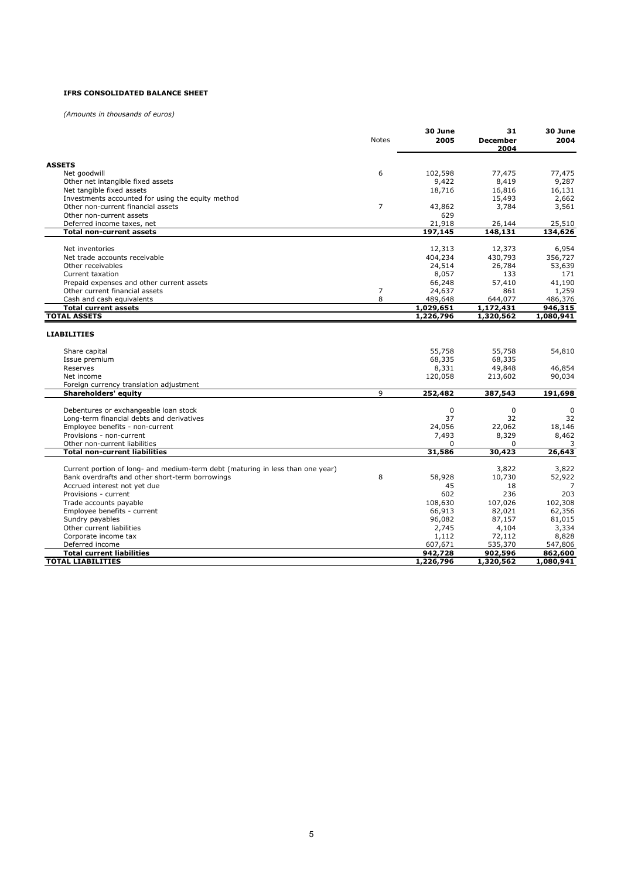**IFRS CONSOLIDATED BALANCE SHEET**

*(Amounts in thousands of euros)*

| | Notes | 30 June 2005 | 31 December 2004 | 30 June 2004 |
|---|---|---|---|---|
| **ASSETS** | | | | |
| Net goodwill | 6 | 102,598 | 77,475 | 77,475 |
| Other net intangible fixed assets | | 9,422 | 8,419 | 9,287 |
| Net tangible fixed assets | | 18,716 | 16,816 | 16,131 |
| Investments accounted for using the equity method | | | 15,493 | 2,662 |
| Other non-current financial assets | 7 | 43,862 | 3,784 | 3,561 |
| Other non-current assets | | 629 | | |
| Deferred income taxes, net | | 21,918 | 26,144 | 25,510 |
| **Total non-current assets** | | **197,145** | **148,131** | **134,626** |
| Net inventories | | 12,313 | 12,373 | 6,954 |
| Net trade accounts receivable | | 404,234 | 430,793 | 356,727 |
| Other receivables | | 24,514 | 26,784 | 53,639 |
| Current taxation | | 8,057 | 133 | 171 |
| Prepaid expenses and other current assets | | 66,248 | 57,410 | 41,190 |
| Other current financial assets | 7 | 24,637 | 861 | 1,259 |
| Cash and cash equivalents | 8 | 489,648 | 644,077 | 486,376 |
| **Total current assets** | | **1,029,651** | **1,172,431** | **946,315** |
| **TOTAL ASSETS** | | **1,226,796** | **1,320,562** | **1,080,941** |
| **LIABILITIES** | | | | |
| Share capital | | 55,758 | 55,758 | 54,810 |
| Issue premium | | 68,335 | 68,335 | |
| Reserves | | 8,331 | 49,848 | 46,854 |
| Net income | | 120,058 | 213,602 | 90,034 |
| Foreign currency translation adjustment | | | | |
| **Shareholders' equity** | 9 | **252,482** | **387,543** | **191,698** |
| Debentures or exchangeable loan stock | | 0 | 0 | 0 |
| Long-term financial debts and derivatives | | 37 | 32 | 32 |
| Employee benefits - non-current | | 24,056 | 22,062 | 18,146 |
| Provisions - non-current | | 7,493 | 8,329 | 8,462 |
| Other non-current liabilities | | 0 | 0 | 3 |
| **Total non-current liabilities** | | **31,586** | **30,423** | **26,643** |
| Current portion of long- and medium-term debt (maturing in less than one year) | | | 3,822 | 3,822 |
| Bank overdrafts and other short-term borrowings | 8 | 58,928 | 10,730 | 52,922 |
| Accrued interest not yet due | | 45 | 18 | 7 |
| Provisions - current | | 602 | 236 | 203 |
| Trade accounts payable | | 108,630 | 107,026 | 102,308 |
| Employee benefits - current | | 66,913 | 82,021 | 62,356 |
| Sundry payables | | 96,082 | 87,157 | 81,015 |
| Other current liabilities | | 2,745 | 4,104 | 3,334 |
| Corporate income tax | | 1,112 | 72,112 | 8,828 |
| Deferred income | | 607,671 | 535,370 | 547,806 |
| **Total current liabilities** | | **942,728** | **902,596** | **862,600** |
| **TOTAL LIABILITIES** | | **1,226,796** | **1,320,562** | **1,080,941** |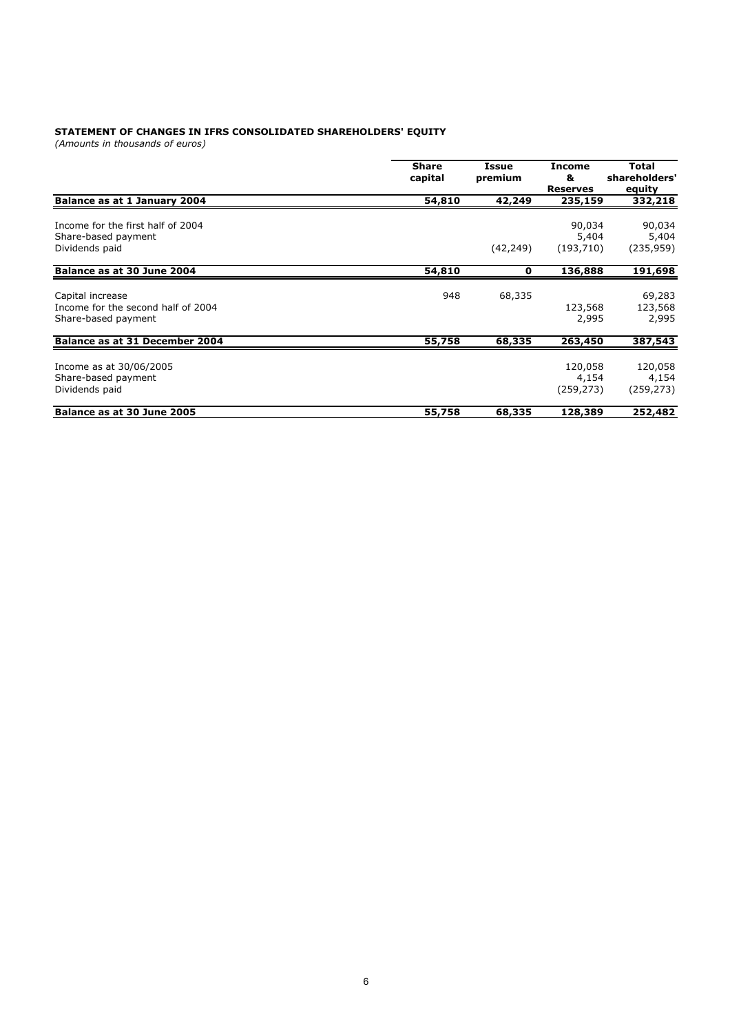**STATEMENT OF CHANGES IN IFRS CONSOLIDATED SHAREHOLDERS' EQUITY**

*(Amounts in thousands of euros)*

| | Share capital | Issue premium | Income & Reserves | Total shareholders' equity |
|---|---|---|---|---|
| **Balance as at 1 January 2004** | **54,810** | **42,249** | **235,159** | **332,218** |
| Income for the first half of 2004 | | | 90,034 | 90,034 |
| Share-based payment | | | 5,404 | 5,404 |
| Dividends paid | | (42,249) | (193,710) | (235,959) |
| **Balance as at 30 June 2004** | **54,810** | **0** | **136,888** | **191,698** |
| Capital increase | 948 | 68,335 | | 69,283 |
| Income for the second half of 2004 | | | 123,568 | 123,568 |
| Share-based payment | | | 2,995 | 2,995 |
| **Balance as at 31 December 2004** | **55,758** | **68,335** | **263,450** | **387,543** |
| Income as at 30/06/2005 | | | 120,058 | 120,058 |
| Share-based payment | | | 4,154 | 4,154 |
| Dividends paid | | | (259,273) | (259,273) |
| **Balance as at 30 June 2005** | **55,758** | **68,335** | **128,389** | **252,482** |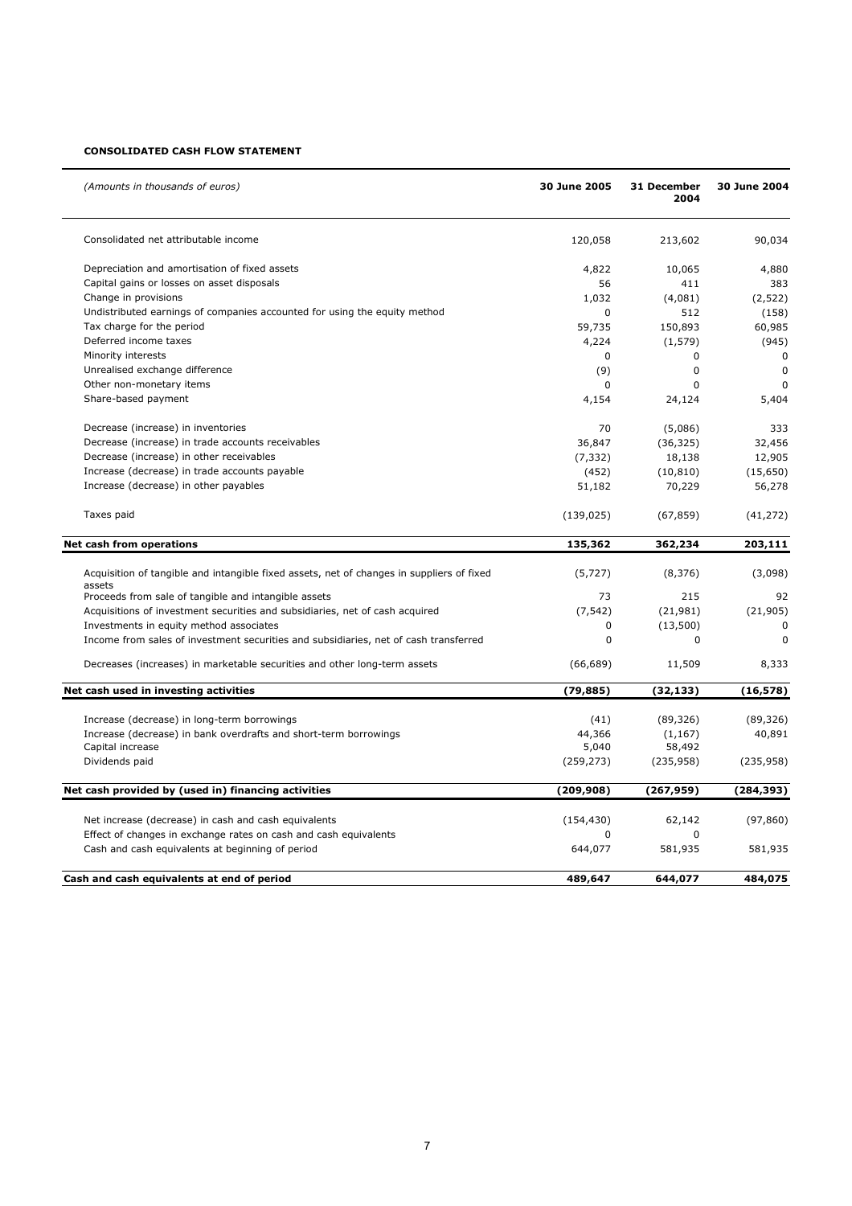**CONSOLIDATED CASH FLOW STATEMENT**

| *(Amounts in thousands of euros)* | 30 June 2005 | 31 December 2004 | 30 June 2004 |
|---|---|---|---|
| Consolidated net attributable income | 120,058 | 213,602 | 90,034 |
| Depreciation and amortisation of fixed assets | 4,822 | 10,065 | 4,880 |
| Capital gains or losses on asset disposals | 56 | 411 | 383 |
| Change in provisions | 1,032 | (4,081) | (2,522) |
| Undistributed earnings of companies accounted for using the equity method | 0 | 512 | (158) |
| Tax charge for the period | 59,735 | 150,893 | 60,985 |
| Deferred income taxes | 4,224 | (1,579) | (945) |
| Minority interests | 0 | 0 | 0 |
| Unrealised exchange difference | (9) | 0 | 0 |
| Other non-monetary items | 0 | 0 | 0 |
| Share-based payment | 4,154 | 24,124 | 5,404 |
| Decrease (increase) in inventories | 70 | (5,086) | 333 |
| Decrease (increase) in trade accounts receivables | 36,847 | (36,325) | 32,456 |
| Decrease (increase) in other receivables | (7,332) | 18,138 | 12,905 |
| Increase (decrease) in trade accounts payable | (452) | (10,810) | (15,650) |
| Increase (decrease) in other payables | 51,182 | 70,229 | 56,278 |
| Taxes paid | (139,025) | (67,859) | (41,272) |
| **Net cash from operations** | **135,362** | **362,234** | **203,111** |
| Acquisition of tangible and intangible fixed assets, net of changes in suppliers of fixed assets | (5,727) | (8,376) | (3,098) |
| Proceeds from sale of tangible and intangible assets | 73 | 215 | 92 |
| Acquisitions of investment securities and subsidiaries, net of cash acquired | (7,542) | (21,981) | (21,905) |
| Investments in equity method associates | 0 | (13,500) | 0 |
| Income from sales of investment securities and subsidiaries, net of cash transferred | 0 | 0 | 0 |
| Decreases (increases) in marketable securities and other long-term assets | (66,689) | 11,509 | 8,333 |
| **Net cash used in investing activities** | **(79,885)** | **(32,133)** | **(16,578)** |
| Increase (decrease) in long-term borrowings | (41) | (89,326) | (89,326) |
| Increase (decrease) in bank overdrafts and short-term borrowings | 44,366 | (1,167) | 40,891 |
| Capital increase | 5,040 | 58,492 | |
| Dividends paid | (259,273) | (235,958) | (235,958) |
| **Net cash provided by (used in) financing activities** | **(209,908)** | **(267,959)** | **(284,393)** |
| Net increase (decrease) in cash and cash equivalents | (154,430) | 62,142 | (97,860) |
| Effect of changes in exchange rates on cash and cash equivalents | 0 | 0 | |
| Cash and cash equivalents at beginning of period | 644,077 | 581,935 | 581,935 |
| **Cash and cash equivalents at end of period** | **489,647** | **644,077** | **484,075** |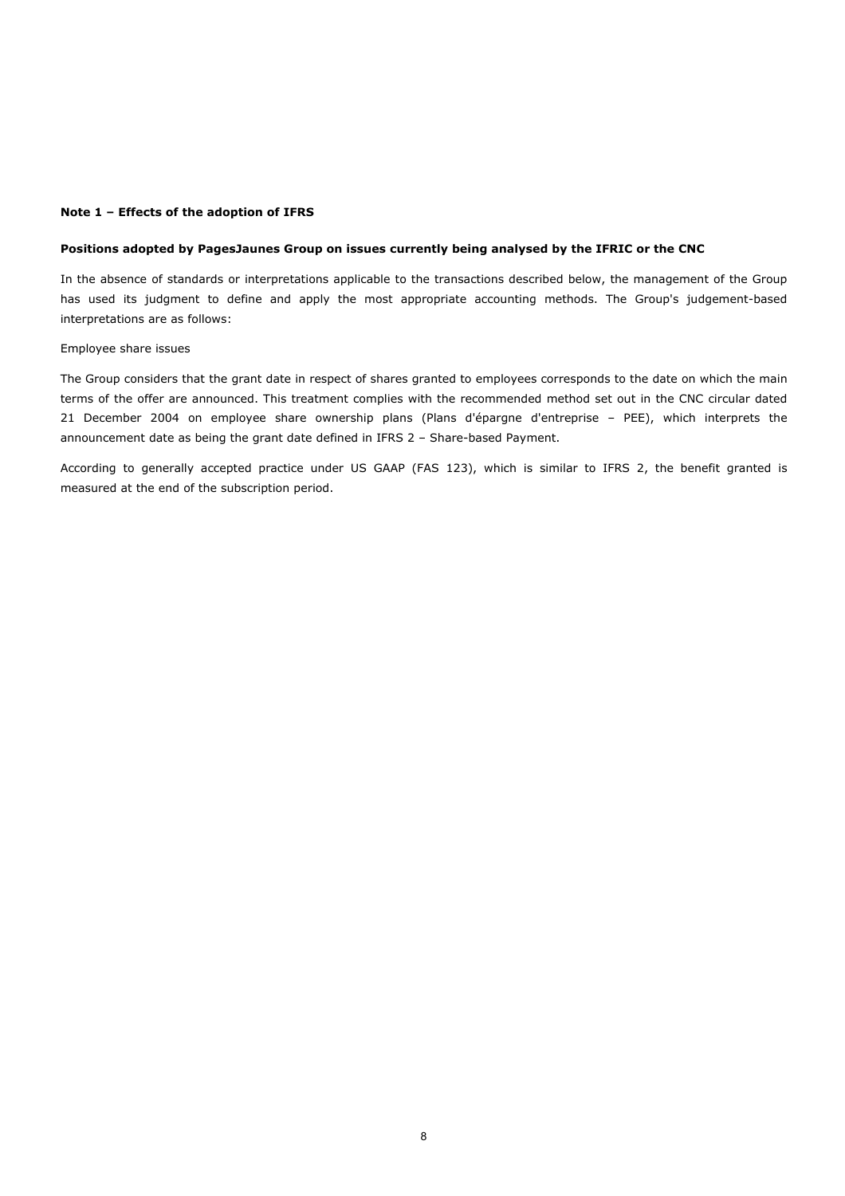**Note 1 – Effects of the adoption of IFRS**

**Positions adopted by PagesJaunes Group on issues currently being analysed by the IFRIC or the CNC**

In the absence of standards or interpretations applicable to the transactions described below, the management of the Group has used its judgment to define and apply the most appropriate accounting methods. The Group's judgement-based interpretations are as follows:

Employee share issues

The Group considers that the grant date in respect of shares granted to employees corresponds to the date on which the main terms of the offer are announced. This treatment complies with the recommended method set out in the CNC circular dated 21 December 2004 on employee share ownership plans (Plans d'épargne d'entreprise – PEE), which interprets the announcement date as being the grant date defined in IFRS 2 – Share-based Payment.

According to generally accepted practice under US GAAP (FAS 123), which is similar to IFRS 2, the benefit granted is measured at the end of the subscription period.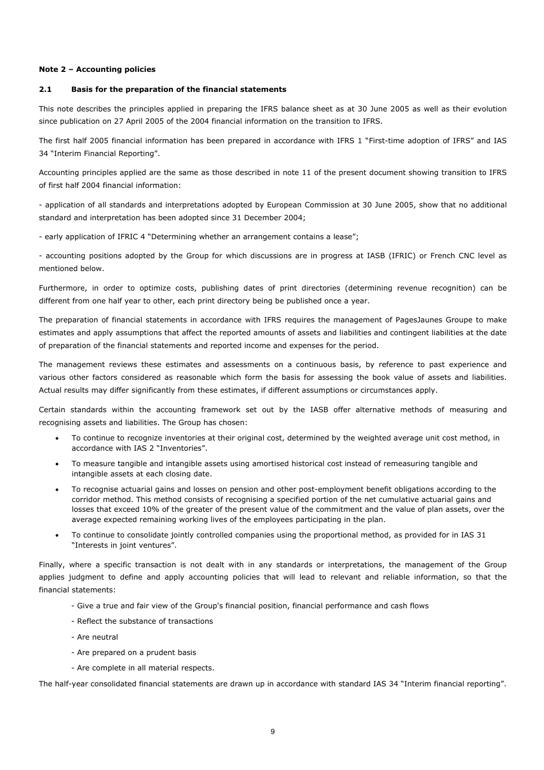**Note 2 – Accounting policies**

**2.1 Basis for the preparation of the financial statements**

This note describes the principles applied in preparing the IFRS balance sheet as at 30 June 2005 as well as their evolution since publication on 27 April 2005 of the 2004 financial information on the transition to IFRS.

The first half 2005 financial information has been prepared in accordance with IFRS 1 "First-time adoption of IFRS" and IAS 34 "Interim Financial Reporting".

Accounting principles applied are the same as those described in note 11 of the present document showing transition to IFRS of first half 2004 financial information:

- application of all standards and interpretations adopted by European Commission at 30 June 2005, show that no additional standard and interpretation has been adopted since 31 December 2004;

- early application of IFRIC 4 "Determining whether an arrangement contains a lease";

- accounting positions adopted by the Group for which discussions are in progress at IASB (IFRIC) or French CNC level as mentioned below.

Furthermore, in order to optimize costs, publishing dates of print directories (determining revenue recognition) can be different from one half year to other, each print directory being be published once a year.

The preparation of financial statements in accordance with IFRS requires the management of PagesJaunes Groupe to make estimates and apply assumptions that affect the reported amounts of assets and liabilities and contingent liabilities at the date of preparation of the financial statements and reported income and expenses for the period.

The management reviews these estimates and assessments on a continuous basis, by reference to past experience and various other factors considered as reasonable which form the basis for assessing the book value of assets and liabilities. Actual results may differ significantly from these estimates, if different assumptions or circumstances apply.

Certain standards within the accounting framework set out by the IASB offer alternative methods of measuring and recognising assets and liabilities. The Group has chosen:

- To continue to recognize inventories at their original cost, determined by the weighted average unit cost method, in accordance with IAS 2 "Inventories".
- To measure tangible and intangible assets using amortised historical cost instead of remeasuring tangible and intangible assets at each closing date.
- To recognise actuarial gains and losses on pension and other post-employment benefit obligations according to the corridor method. This method consists of recognising a specified portion of the net cumulative actuarial gains and losses that exceed 10% of the greater of the present value of the commitment and the value of plan assets, over the average expected remaining working lives of the employees participating in the plan.
- To continue to consolidate jointly controlled companies using the proportional method, as provided for in IAS 31 "Interests in joint ventures".

Finally, where a specific transaction is not dealt with in any standards or interpretations, the management of the Group applies judgment to define and apply accounting policies that will lead to relevant and reliable information, so that the financial statements:

- Give a true and fair view of the Group's financial position, financial performance and cash flows
- Reflect the substance of transactions
- Are neutral
- Are prepared on a prudent basis
- Are complete in all material respects.

The half-year consolidated financial statements are drawn up in accordance with standard IAS 34 "Interim financial reporting".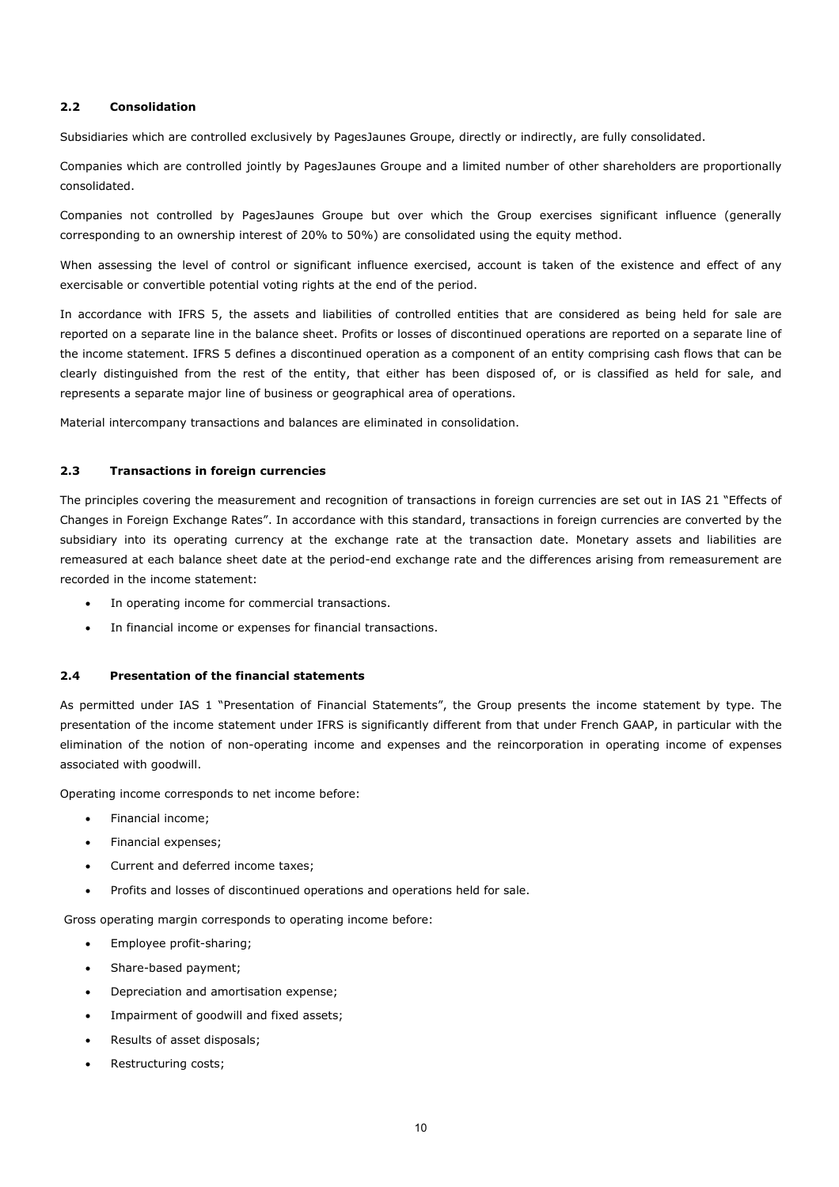### 2.2 Consolidation

Subsidiaries which are controlled exclusively by PagesJaunes Groupe, directly or indirectly, are fully consolidated.

Companies which are controlled jointly by PagesJaunes Groupe and a limited number of other shareholders are proportionally consolidated.

Companies not controlled by PagesJaunes Groupe but over which the Group exercises significant influence (generally corresponding to an ownership interest of 20% to 50%) are consolidated using the equity method.

When assessing the level of control or significant influence exercised, account is taken of the existence and effect of any exercisable or convertible potential voting rights at the end of the period.

In accordance with IFRS 5, the assets and liabilities of controlled entities that are considered as being held for sale are reported on a separate line in the balance sheet. Profits or losses of discontinued operations are reported on a separate line of the income statement. IFRS 5 defines a discontinued operation as a component of an entity comprising cash flows that can be clearly distinguished from the rest of the entity, that either has been disposed of, or is classified as held for sale, and represents a separate major line of business or geographical area of operations.

Material intercompany transactions and balances are eliminated in consolidation.

### 2.3 Transactions in foreign currencies

The principles covering the measurement and recognition of transactions in foreign currencies are set out in IAS 21 "Effects of Changes in Foreign Exchange Rates". In accordance with this standard, transactions in foreign currencies are converted by the subsidiary into its operating currency at the exchange rate at the transaction date. Monetary assets and liabilities are remeasured at each balance sheet date at the period-end exchange rate and the differences arising from remeasurement are recorded in the income statement:

- In operating income for commercial transactions.
- In financial income or expenses for financial transactions.

### 2.4 Presentation of the financial statements

As permitted under IAS 1 "Presentation of Financial Statements", the Group presents the income statement by type. The presentation of the income statement under IFRS is significantly different from that under French GAAP, in particular with the elimination of the notion of non-operating income and expenses and the reincorporation in operating income of expenses associated with goodwill.

Operating income corresponds to net income before:

- Financial income;
- Financial expenses;
- Current and deferred income taxes;
- Profits and losses of discontinued operations and operations held for sale.

Gross operating margin corresponds to operating income before:

- Employee profit-sharing;
- Share-based payment;
- Depreciation and amortisation expense;
- Impairment of goodwill and fixed assets;
- Results of asset disposals;
- Restructuring costs;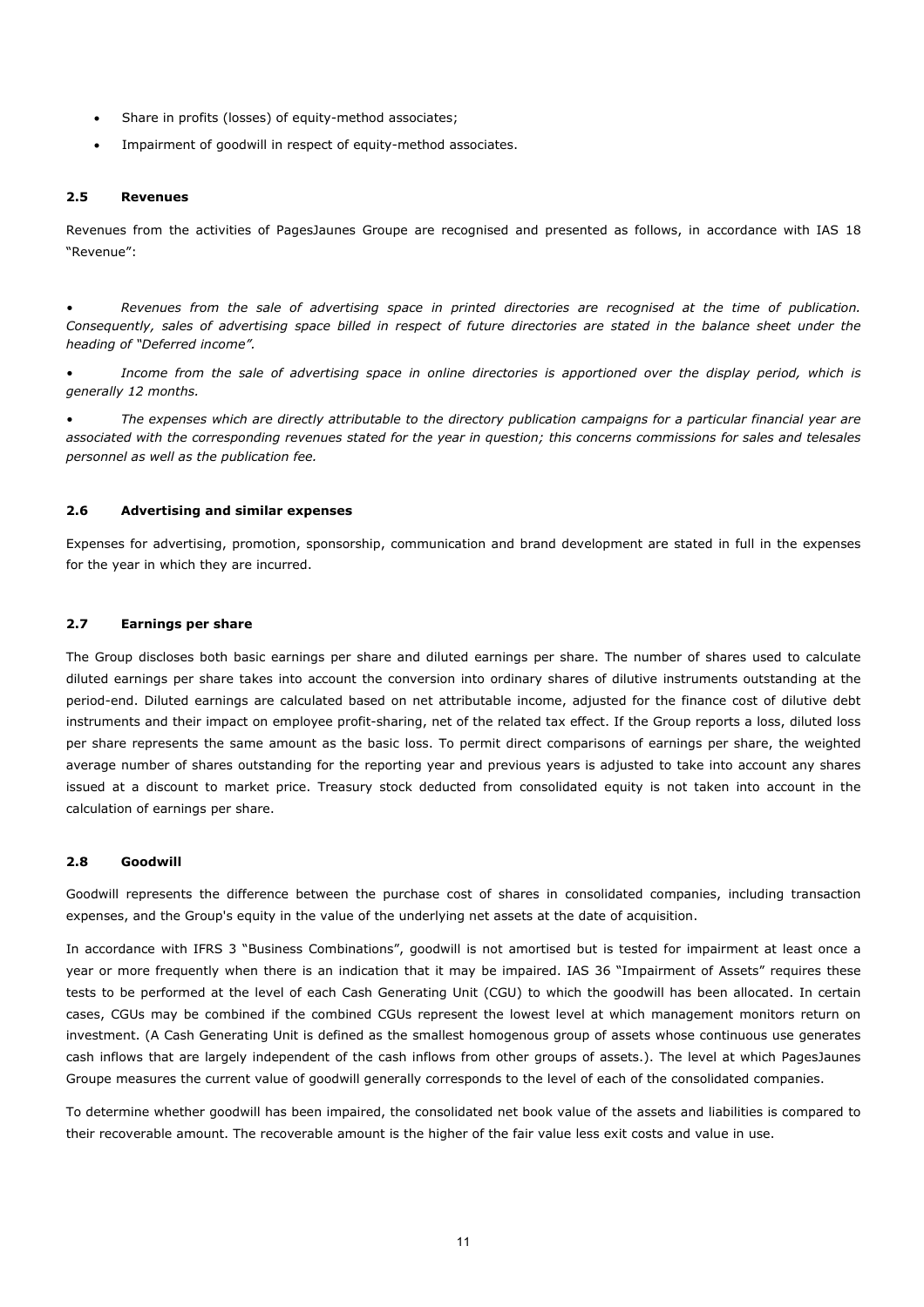- Share in profits (losses) of equity-method associates;
- Impairment of goodwill in respect of equity-method associates.

### 2.5 Revenues

Revenues from the activities of PagesJaunes Groupe are recognised and presented as follows, in accordance with IAS 18 "Revenue":

- *Revenues from the sale of advertising space in printed directories are recognised at the time of publication. Consequently, sales of advertising space billed in respect of future directories are stated in the balance sheet under the heading of "Deferred income".*
- *Income from the sale of advertising space in online directories is apportioned over the display period, which is generally 12 months.*
- *The expenses which are directly attributable to the directory publication campaigns for a particular financial year are associated with the corresponding revenues stated for the year in question; this concerns commissions for sales and telesales personnel as well as the publication fee.*

### 2.6 Advertising and similar expenses

Expenses for advertising, promotion, sponsorship, communication and brand development are stated in full in the expenses for the year in which they are incurred.

### 2.7 Earnings per share

The Group discloses both basic earnings per share and diluted earnings per share. The number of shares used to calculate diluted earnings per share takes into account the conversion into ordinary shares of dilutive instruments outstanding at the period-end. Diluted earnings are calculated based on net attributable income, adjusted for the finance cost of dilutive debt instruments and their impact on employee profit-sharing, net of the related tax effect. If the Group reports a loss, diluted loss per share represents the same amount as the basic loss. To permit direct comparisons of earnings per share, the weighted average number of shares outstanding for the reporting year and previous years is adjusted to take into account any shares issued at a discount to market price. Treasury stock deducted from consolidated equity is not taken into account in the calculation of earnings per share.

### 2.8 Goodwill

Goodwill represents the difference between the purchase cost of shares in consolidated companies, including transaction expenses, and the Group's equity in the value of the underlying net assets at the date of acquisition.

In accordance with IFRS 3 "Business Combinations", goodwill is not amortised but is tested for impairment at least once a year or more frequently when there is an indication that it may be impaired. IAS 36 "Impairment of Assets" requires these tests to be performed at the level of each Cash Generating Unit (CGU) to which the goodwill has been allocated. In certain cases, CGUs may be combined if the combined CGUs represent the lowest level at which management monitors return on investment. (A Cash Generating Unit is defined as the smallest homogenous group of assets whose continuous use generates cash inflows that are largely independent of the cash inflows from other groups of assets.). The level at which PagesJaunes Groupe measures the current value of goodwill generally corresponds to the level of each of the consolidated companies.

To determine whether goodwill has been impaired, the consolidated net book value of the assets and liabilities is compared to their recoverable amount. The recoverable amount is the higher of the fair value less exit costs and value in use.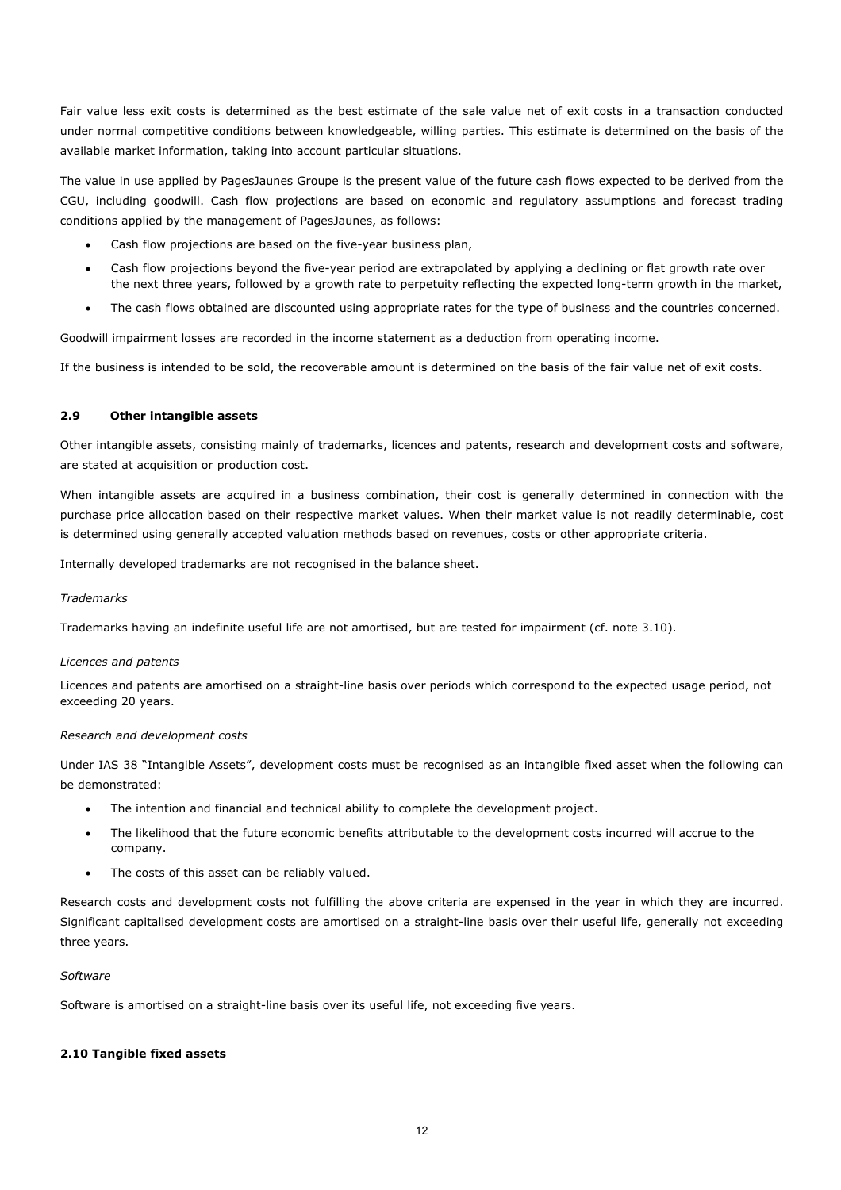Fair value less exit costs is determined as the best estimate of the sale value net of exit costs in a transaction conducted under normal competitive conditions between knowledgeable, willing parties. This estimate is determined on the basis of the available market information, taking into account particular situations.

The value in use applied by PagesJaunes Groupe is the present value of the future cash flows expected to be derived from the CGU, including goodwill. Cash flow projections are based on economic and regulatory assumptions and forecast trading conditions applied by the management of PagesJaunes, as follows:

- Cash flow projections are based on the five-year business plan,
- Cash flow projections beyond the five-year period are extrapolated by applying a declining or flat growth rate over the next three years, followed by a growth rate to perpetuity reflecting the expected long-term growth in the market,
- The cash flows obtained are discounted using appropriate rates for the type of business and the countries concerned.

Goodwill impairment losses are recorded in the income statement as a deduction from operating income.

If the business is intended to be sold, the recoverable amount is determined on the basis of the fair value net of exit costs.

### 2.9 Other intangible assets

Other intangible assets, consisting mainly of trademarks, licences and patents, research and development costs and software, are stated at acquisition or production cost.

When intangible assets are acquired in a business combination, their cost is generally determined in connection with the purchase price allocation based on their respective market values. When their market value is not readily determinable, cost is determined using generally accepted valuation methods based on revenues, costs or other appropriate criteria.

Internally developed trademarks are not recognised in the balance sheet.

*Trademarks*

Trademarks having an indefinite useful life are not amortised, but are tested for impairment (cf. note 3.10).

*Licences and patents*

Licences and patents are amortised on a straight-line basis over periods which correspond to the expected usage period, not exceeding 20 years.

*Research and development costs*

Under IAS 38 "Intangible Assets", development costs must be recognised as an intangible fixed asset when the following can be demonstrated:

- The intention and financial and technical ability to complete the development project.
- The likelihood that the future economic benefits attributable to the development costs incurred will accrue to the company.
- The costs of this asset can be reliably valued.

Research costs and development costs not fulfilling the above criteria are expensed in the year in which they are incurred. Significant capitalised development costs are amortised on a straight-line basis over their useful life, generally not exceeding three years.

*Software*

Software is amortised on a straight-line basis over its useful life, not exceeding five years.

### 2.10 Tangible fixed assets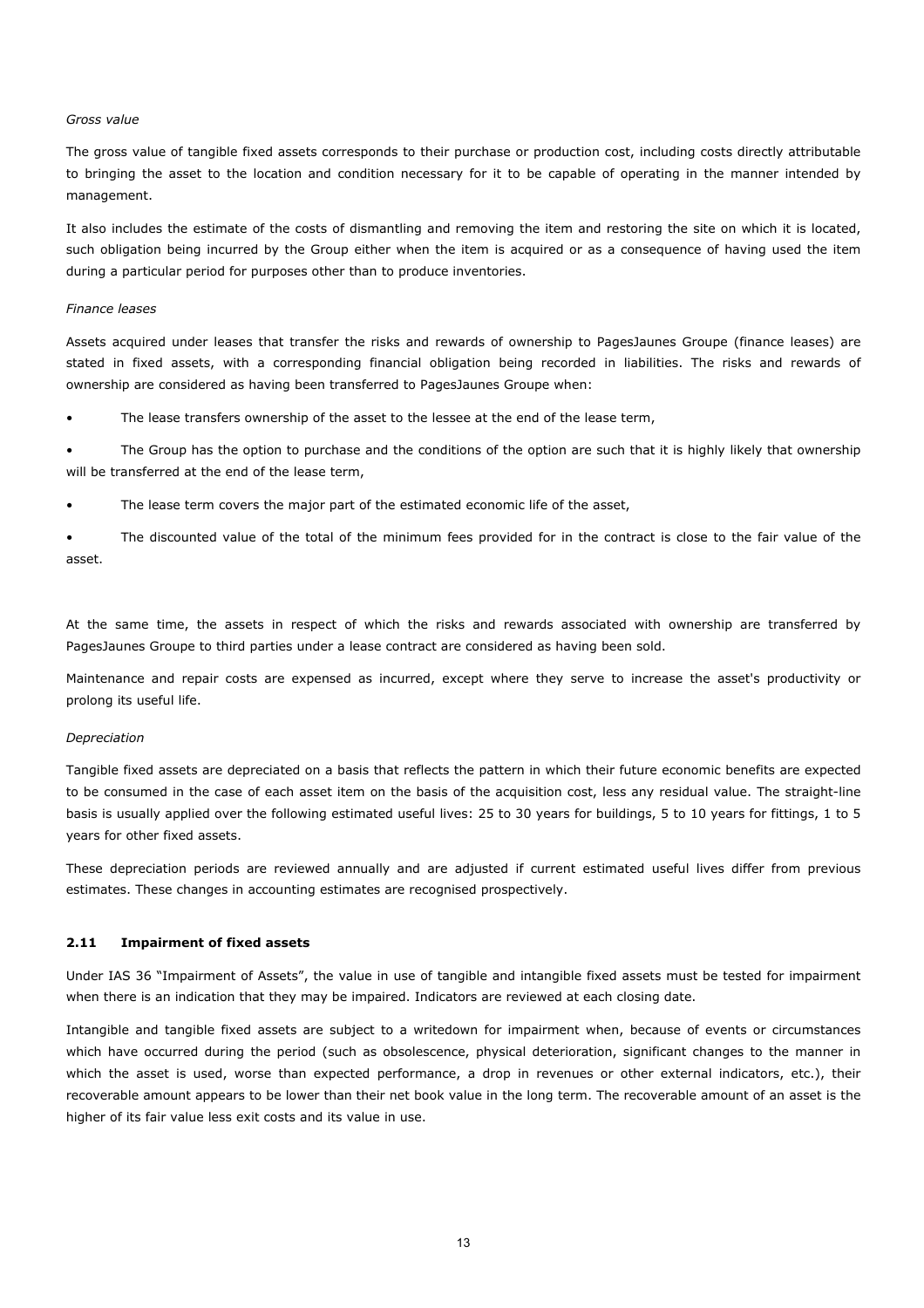*Gross value*

The gross value of tangible fixed assets corresponds to their purchase or production cost, including costs directly attributable to bringing the asset to the location and condition necessary for it to be capable of operating in the manner intended by management.

It also includes the estimate of the costs of dismantling and removing the item and restoring the site on which it is located, such obligation being incurred by the Group either when the item is acquired or as a consequence of having used the item during a particular period for purposes other than to produce inventories.

*Finance leases*

Assets acquired under leases that transfer the risks and rewards of ownership to PagesJaunes Groupe (finance leases) are stated in fixed assets, with a corresponding financial obligation being recorded in liabilities. The risks and rewards of ownership are considered as having been transferred to PagesJaunes Groupe when:

- The lease transfers ownership of the asset to the lessee at the end of the lease term,
- The Group has the option to purchase and the conditions of the option are such that it is highly likely that ownership will be transferred at the end of the lease term,
- The lease term covers the major part of the estimated economic life of the asset,
- The discounted value of the total of the minimum fees provided for in the contract is close to the fair value of the asset.

At the same time, the assets in respect of which the risks and rewards associated with ownership are transferred by PagesJaunes Groupe to third parties under a lease contract are considered as having been sold.

Maintenance and repair costs are expensed as incurred, except where they serve to increase the asset's productivity or prolong its useful life.

*Depreciation*

Tangible fixed assets are depreciated on a basis that reflects the pattern in which their future economic benefits are expected to be consumed in the case of each asset item on the basis of the acquisition cost, less any residual value. The straight-line basis is usually applied over the following estimated useful lives: 25 to 30 years for buildings, 5 to 10 years for fittings, 1 to 5 years for other fixed assets.

These depreciation periods are reviewed annually and are adjusted if current estimated useful lives differ from previous estimates. These changes in accounting estimates are recognised prospectively.

### 2.11 Impairment of fixed assets

Under IAS 36 "Impairment of Assets", the value in use of tangible and intangible fixed assets must be tested for impairment when there is an indication that they may be impaired. Indicators are reviewed at each closing date.

Intangible and tangible fixed assets are subject to a writedown for impairment when, because of events or circumstances which have occurred during the period (such as obsolescence, physical deterioration, significant changes to the manner in which the asset is used, worse than expected performance, a drop in revenues or other external indicators, etc.), their recoverable amount appears to be lower than their net book value in the long term. The recoverable amount of an asset is the higher of its fair value less exit costs and its value in use.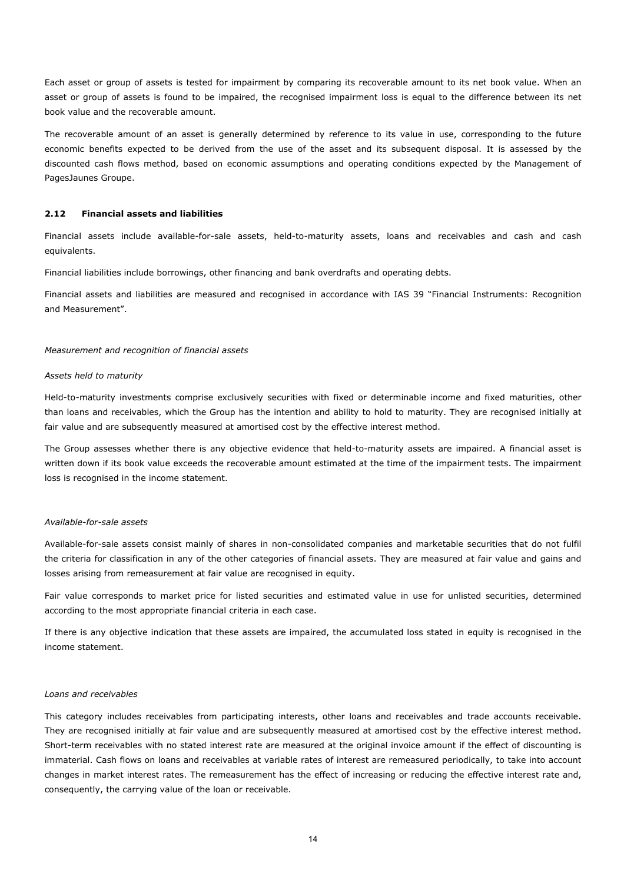Each asset or group of assets is tested for impairment by comparing its recoverable amount to its net book value. When an asset or group of assets is found to be impaired, the recognised impairment loss is equal to the difference between its net book value and the recoverable amount.

The recoverable amount of an asset is generally determined by reference to its value in use, corresponding to the future economic benefits expected to be derived from the use of the asset and its subsequent disposal. It is assessed by the discounted cash flows method, based on economic assumptions and operating conditions expected by the Management of PagesJaunes Groupe.

### 2.12 Financial assets and liabilities

Financial assets include available-for-sale assets, held-to-maturity assets, loans and receivables and cash and cash equivalents.

Financial liabilities include borrowings, other financing and bank overdrafts and operating debts.

Financial assets and liabilities are measured and recognised in accordance with IAS 39 "Financial Instruments: Recognition and Measurement".

*Measurement and recognition of financial assets*

*Assets held to maturity*

Held-to-maturity investments comprise exclusively securities with fixed or determinable income and fixed maturities, other than loans and receivables, which the Group has the intention and ability to hold to maturity. They are recognised initially at fair value and are subsequently measured at amortised cost by the effective interest method.

The Group assesses whether there is any objective evidence that held-to-maturity assets are impaired. A financial asset is written down if its book value exceeds the recoverable amount estimated at the time of the impairment tests. The impairment loss is recognised in the income statement.

*Available-for-sale assets*

Available-for-sale assets consist mainly of shares in non-consolidated companies and marketable securities that do not fulfil the criteria for classification in any of the other categories of financial assets. They are measured at fair value and gains and losses arising from remeasurement at fair value are recognised in equity.

Fair value corresponds to market price for listed securities and estimated value in use for unlisted securities, determined according to the most appropriate financial criteria in each case.

If there is any objective indication that these assets are impaired, the accumulated loss stated in equity is recognised in the income statement.

*Loans and receivables*

This category includes receivables from participating interests, other loans and receivables and trade accounts receivable. They are recognised initially at fair value and are subsequently measured at amortised cost by the effective interest method. Short-term receivables with no stated interest rate are measured at the original invoice amount if the effect of discounting is immaterial. Cash flows on loans and receivables at variable rates of interest are remeasured periodically, to take into account changes in market interest rates. The remeasurement has the effect of increasing or reducing the effective interest rate and, consequently, the carrying value of the loan or receivable.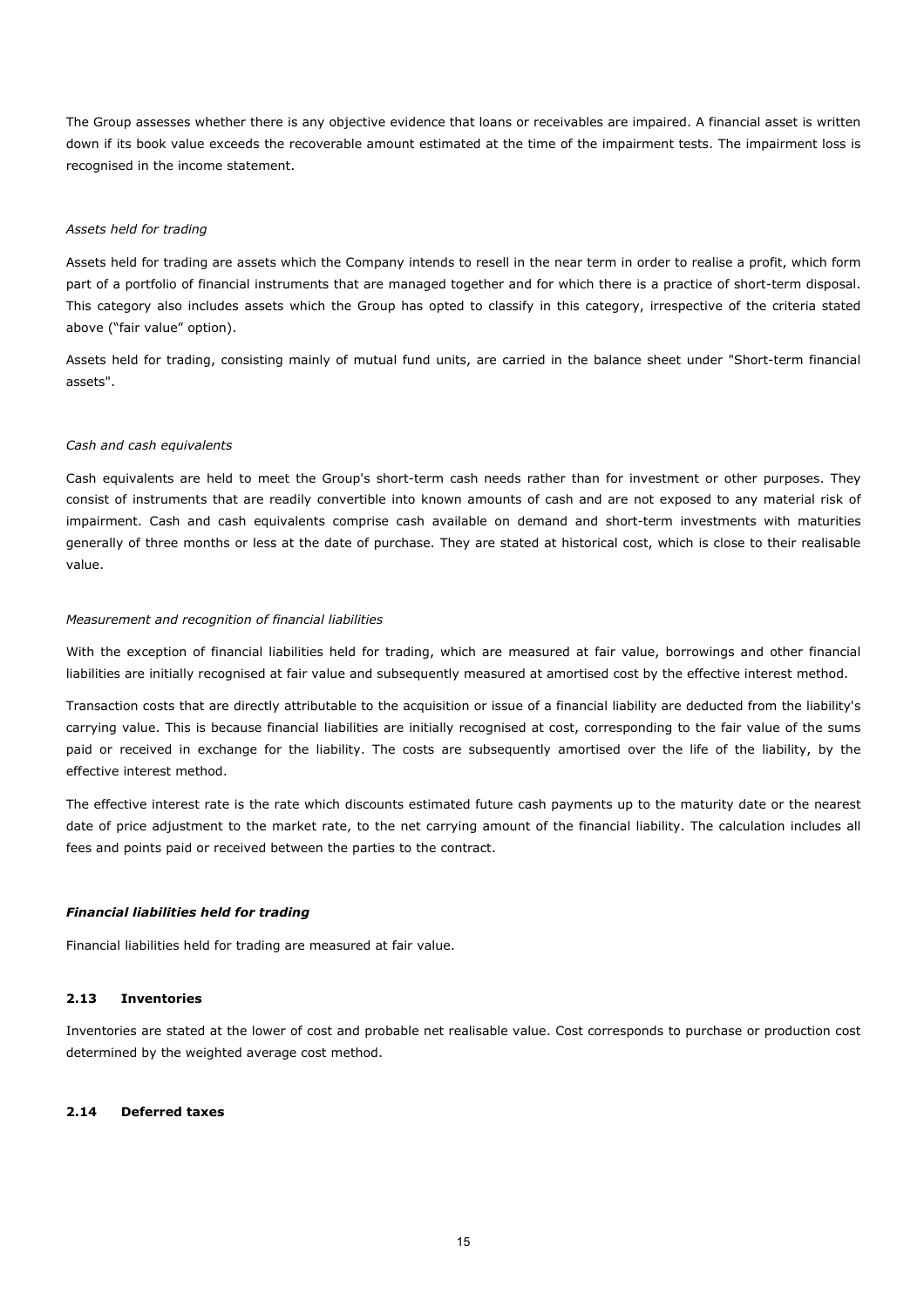The Group assesses whether there is any objective evidence that loans or receivables are impaired. A financial asset is written down if its book value exceeds the recoverable amount estimated at the time of the impairment tests. The impairment loss is recognised in the income statement.

*Assets held for trading*

Assets held for trading are assets which the Company intends to resell in the near term in order to realise a profit, which form part of a portfolio of financial instruments that are managed together and for which there is a practice of short-term disposal. This category also includes assets which the Group has opted to classify in this category, irrespective of the criteria stated above ("fair value" option).

Assets held for trading, consisting mainly of mutual fund units, are carried in the balance sheet under "Short-term financial assets".

*Cash and cash equivalents*

Cash equivalents are held to meet the Group's short-term cash needs rather than for investment or other purposes. They consist of instruments that are readily convertible into known amounts of cash and are not exposed to any material risk of impairment. Cash and cash equivalents comprise cash available on demand and short-term investments with maturities generally of three months or less at the date of purchase. They are stated at historical cost, which is close to their realisable value.

*Measurement and recognition of financial liabilities*

With the exception of financial liabilities held for trading, which are measured at fair value, borrowings and other financial liabilities are initially recognised at fair value and subsequently measured at amortised cost by the effective interest method.

Transaction costs that are directly attributable to the acquisition or issue of a financial liability are deducted from the liability's carrying value. This is because financial liabilities are initially recognised at cost, corresponding to the fair value of the sums paid or received in exchange for the liability. The costs are subsequently amortised over the life of the liability, by the effective interest method.

The effective interest rate is the rate which discounts estimated future cash payments up to the maturity date or the nearest date of price adjustment to the market rate, to the net carrying amount of the financial liability. The calculation includes all fees and points paid or received between the parties to the contract.

***Financial liabilities held for trading***

Financial liabilities held for trading are measured at fair value.

### 2.13 Inventories

Inventories are stated at the lower of cost and probable net realisable value. Cost corresponds to purchase or production cost determined by the weighted average cost method.

### 2.14 Deferred taxes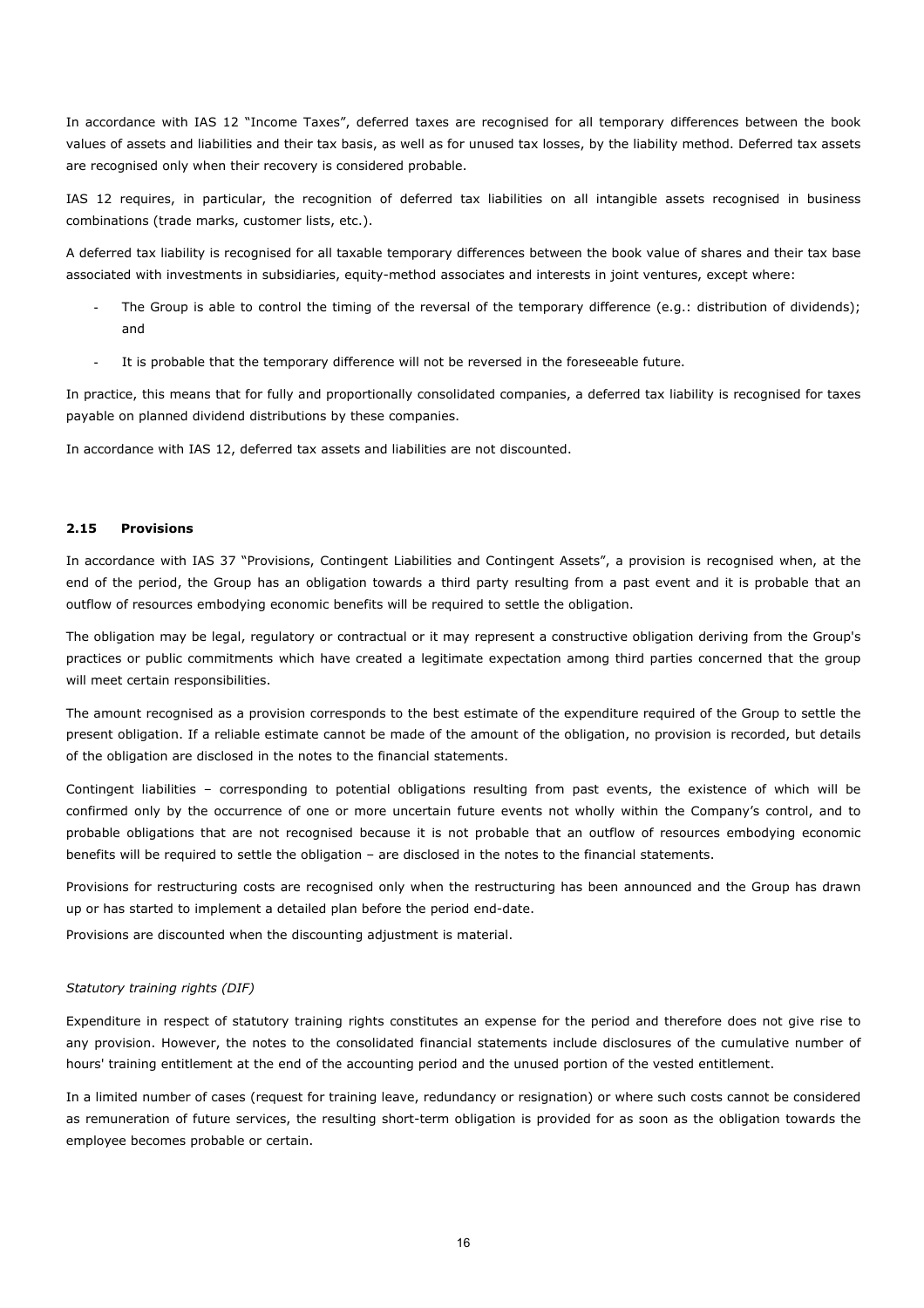In accordance with IAS 12 "Income Taxes", deferred taxes are recognised for all temporary differences between the book values of assets and liabilities and their tax basis, as well as for unused tax losses, by the liability method. Deferred tax assets are recognised only when their recovery is considered probable.

IAS 12 requires, in particular, the recognition of deferred tax liabilities on all intangible assets recognised in business combinations (trade marks, customer lists, etc.).

A deferred tax liability is recognised for all taxable temporary differences between the book value of shares and their tax base associated with investments in subsidiaries, equity-method associates and interests in joint ventures, except where:

- The Group is able to control the timing of the reversal of the temporary difference (e.g.: distribution of dividends); and
- It is probable that the temporary difference will not be reversed in the foreseeable future.

In practice, this means that for fully and proportionally consolidated companies, a deferred tax liability is recognised for taxes payable on planned dividend distributions by these companies.

In accordance with IAS 12, deferred tax assets and liabilities are not discounted.

#### 2.15 Provisions

In accordance with IAS 37 "Provisions, Contingent Liabilities and Contingent Assets", a provision is recognised when, at the end of the period, the Group has an obligation towards a third party resulting from a past event and it is probable that an outflow of resources embodying economic benefits will be required to settle the obligation.

The obligation may be legal, regulatory or contractual or it may represent a constructive obligation deriving from the Group's practices or public commitments which have created a legitimate expectation among third parties concerned that the group will meet certain responsibilities.

The amount recognised as a provision corresponds to the best estimate of the expenditure required of the Group to settle the present obligation. If a reliable estimate cannot be made of the amount of the obligation, no provision is recorded, but details of the obligation are disclosed in the notes to the financial statements.

Contingent liabilities – corresponding to potential obligations resulting from past events, the existence of which will be confirmed only by the occurrence of one or more uncertain future events not wholly within the Company's control, and to probable obligations that are not recognised because it is not probable that an outflow of resources embodying economic benefits will be required to settle the obligation – are disclosed in the notes to the financial statements.

Provisions for restructuring costs are recognised only when the restructuring has been announced and the Group has drawn up or has started to implement a detailed plan before the period end-date.

Provisions are discounted when the discounting adjustment is material.

*Statutory training rights (DIF)*

Expenditure in respect of statutory training rights constitutes an expense for the period and therefore does not give rise to any provision. However, the notes to the consolidated financial statements include disclosures of the cumulative number of hours' training entitlement at the end of the accounting period and the unused portion of the vested entitlement.

In a limited number of cases (request for training leave, redundancy or resignation) or where such costs cannot be considered as remuneration of future services, the resulting short-term obligation is provided for as soon as the obligation towards the employee becomes probable or certain.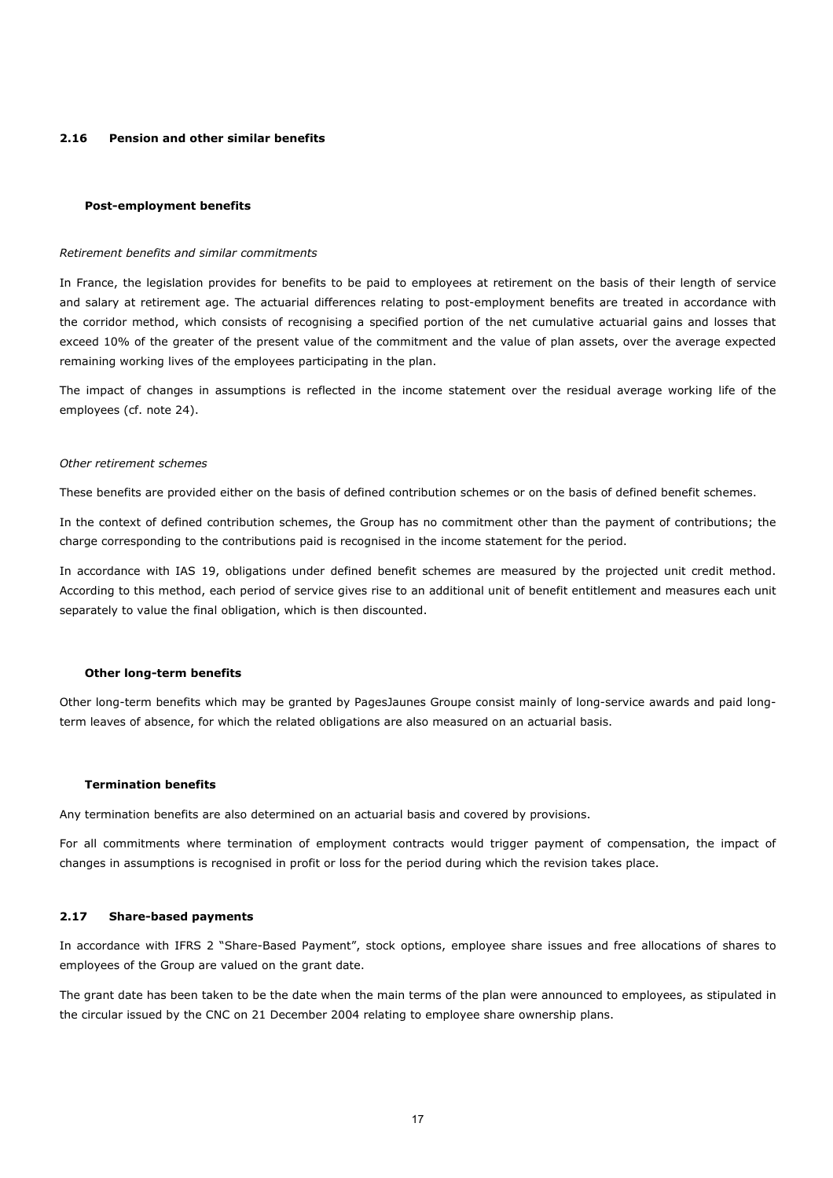### 2.16 Pension and other similar benefits

#### Post-employment benefits

*Retirement benefits and similar commitments*

In France, the legislation provides for benefits to be paid to employees at retirement on the basis of their length of service and salary at retirement age. The actuarial differences relating to post-employment benefits are treated in accordance with the corridor method, which consists of recognising a specified portion of the net cumulative actuarial gains and losses that exceed 10% of the greater of the present value of the commitment and the value of plan assets, over the average expected remaining working lives of the employees participating in the plan.

The impact of changes in assumptions is reflected in the income statement over the residual average working life of the employees (cf. note 24).

*Other retirement schemes*

These benefits are provided either on the basis of defined contribution schemes or on the basis of defined benefit schemes.

In the context of defined contribution schemes, the Group has no commitment other than the payment of contributions; the charge corresponding to the contributions paid is recognised in the income statement for the period.

In accordance with IAS 19, obligations under defined benefit schemes are measured by the projected unit credit method. According to this method, each period of service gives rise to an additional unit of benefit entitlement and measures each unit separately to value the final obligation, which is then discounted.

#### Other long-term benefits

Other long-term benefits which may be granted by PagesJaunes Groupe consist mainly of long-service awards and paid long-term leaves of absence, for which the related obligations are also measured on an actuarial basis.

#### Termination benefits

Any termination benefits are also determined on an actuarial basis and covered by provisions.

For all commitments where termination of employment contracts would trigger payment of compensation, the impact of changes in assumptions is recognised in profit or loss for the period during which the revision takes place.

### 2.17 Share-based payments

In accordance with IFRS 2 "Share-Based Payment", stock options, employee share issues and free allocations of shares to employees of the Group are valued on the grant date.

The grant date has been taken to be the date when the main terms of the plan were announced to employees, as stipulated in the circular issued by the CNC on 21 December 2004 relating to employee share ownership plans.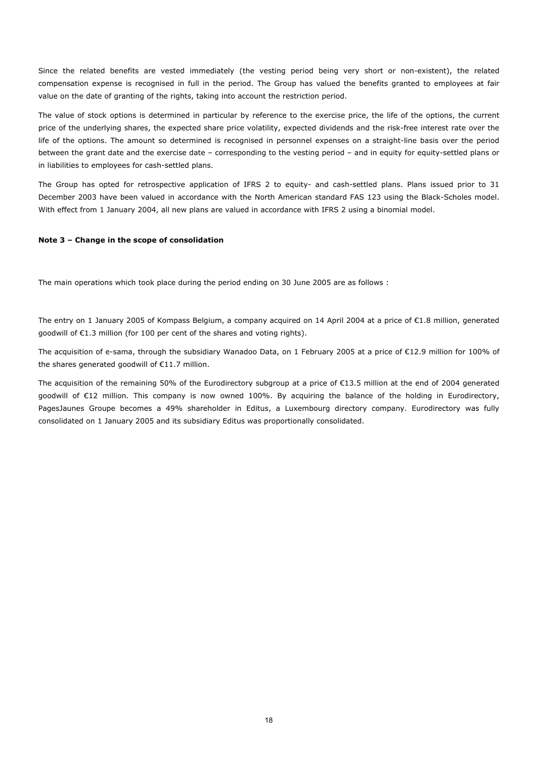Since the related benefits are vested immediately (the vesting period being very short or non-existent), the related compensation expense is recognised in full in the period. The Group has valued the benefits granted to employees at fair value on the date of granting of the rights, taking into account the restriction period.

The value of stock options is determined in particular by reference to the exercise price, the life of the options, the current price of the underlying shares, the expected share price volatility, expected dividends and the risk-free interest rate over the life of the options. The amount so determined is recognised in personnel expenses on a straight-line basis over the period between the grant date and the exercise date – corresponding to the vesting period – and in equity for equity-settled plans or in liabilities to employees for cash-settled plans.

The Group has opted for retrospective application of IFRS 2 to equity- and cash-settled plans. Plans issued prior to 31 December 2003 have been valued in accordance with the North American standard FAS 123 using the Black-Scholes model. With effect from 1 January 2004, all new plans are valued in accordance with IFRS 2 using a binomial model.

**Note 3 – Change in the scope of consolidation**

The main operations which took place during the period ending on 30 June 2005 are as follows :

The entry on 1 January 2005 of Kompass Belgium, a company acquired on 14 April 2004 at a price of €1.8 million, generated goodwill of €1.3 million (for 100 per cent of the shares and voting rights).

The acquisition of e-sama, through the subsidiary Wanadoo Data, on 1 February 2005 at a price of €12.9 million for 100% of the shares generated goodwill of €11.7 million.

The acquisition of the remaining 50% of the Eurodirectory subgroup at a price of €13.5 million at the end of 2004 generated goodwill of €12 million. This company is now owned 100%. By acquiring the balance of the holding in Eurodirectory, PagesJaunes Groupe becomes a 49% shareholder in Editus, a Luxembourg directory company. Eurodirectory was fully consolidated on 1 January 2005 and its subsidiary Editus was proportionally consolidated.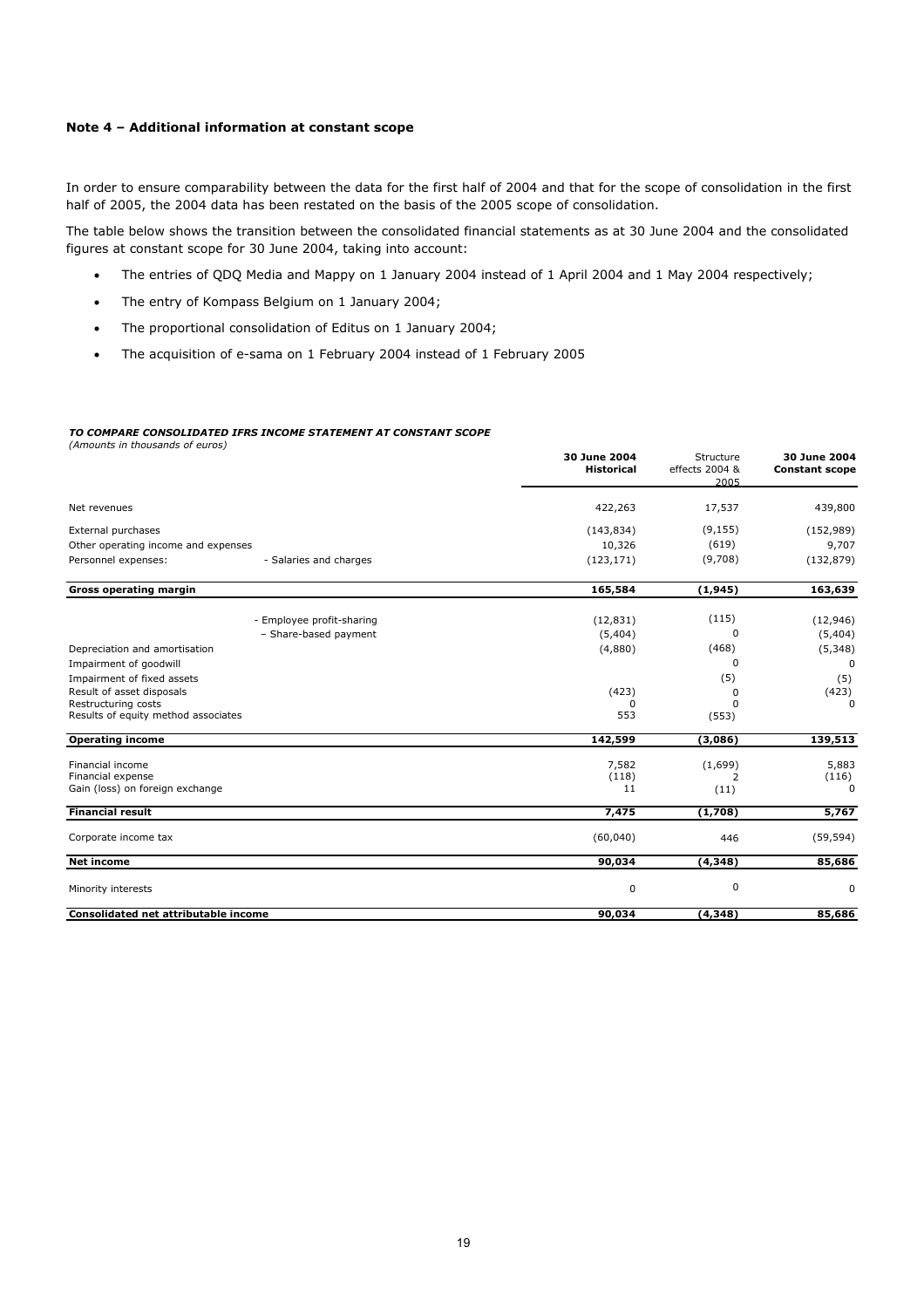**Note 4 – Additional information at constant scope**

In order to ensure comparability between the data for the first half of 2004 and that for the scope of consolidation in the first half of 2005, the 2004 data has been restated on the basis of the 2005 scope of consolidation.

The table below shows the transition between the consolidated financial statements as at 30 June 2004 and the consolidated figures at constant scope for 30 June 2004, taking into account:

- The entries of QDQ Media and Mappy on 1 January 2004 instead of 1 April 2004 and 1 May 2004 respectively;
- The entry of Kompass Belgium on 1 January 2004;
- The proportional consolidation of Editus on 1 January 2004;
- The acquisition of e-sama on 1 February 2004 instead of 1 February 2005

***TO COMPARE CONSOLIDATED IFRS INCOME STATEMENT AT CONSTANT SCOPE***

*(Amounts in thousands of euros)*

| | | **30 June 2004 Historical** | Structure effects 2004 & 2005 | **30 June 2004 Constant scope** |
|---|---|---|---|---|
| Net revenues | | 422,263 | 17,537 | 439,800 |
| External purchases | | (143,834) | (9,155) | (152,989) |
| Other operating income and expenses | | 10,326 | (619) | 9,707 |
| Personnel expenses: | - Salaries and charges | (123,171) | (9,708) | (132,879) |
| **Gross operating margin** | | **165,584** | **(1,945)** | **163,639** |
| | - Employee profit-sharing | (12,831) | (115) | (12,946) |
| | – Share-based payment | (5,404) | 0 | (5,404) |
| Depreciation and amortisation | | (4,880) | (468) | (5,348) |
| Impairment of goodwill | | | 0 | 0 |
| Impairment of fixed assets | | | (5) | (5) |
| Result of asset disposals | | (423) | 0 | (423) |
| Restructuring costs | | 0 | 0 | 0 |
| Results of equity method associates | | 553 | (553) | |
| **Operating income** | | **142,599** | **(3,086)** | **139,513** |
| Financial income | | 7,582 | (1,699) | 5,883 |
| Financial expense | | (118) | 2 | (116) |
| Gain (loss) on foreign exchange | | 11 | (11) | 0 |
| **Financial result** | | **7,475** | **(1,708)** | **5,767** |
| Corporate income tax | | (60,040) | 446 | (59,594) |
| **Net income** | | **90,034** | **(4,348)** | **85,686** |
| Minority interests | | 0 | 0 | 0 |
| **Consolidated net attributable income** | | **90,034** | **(4,348)** | **85,686** |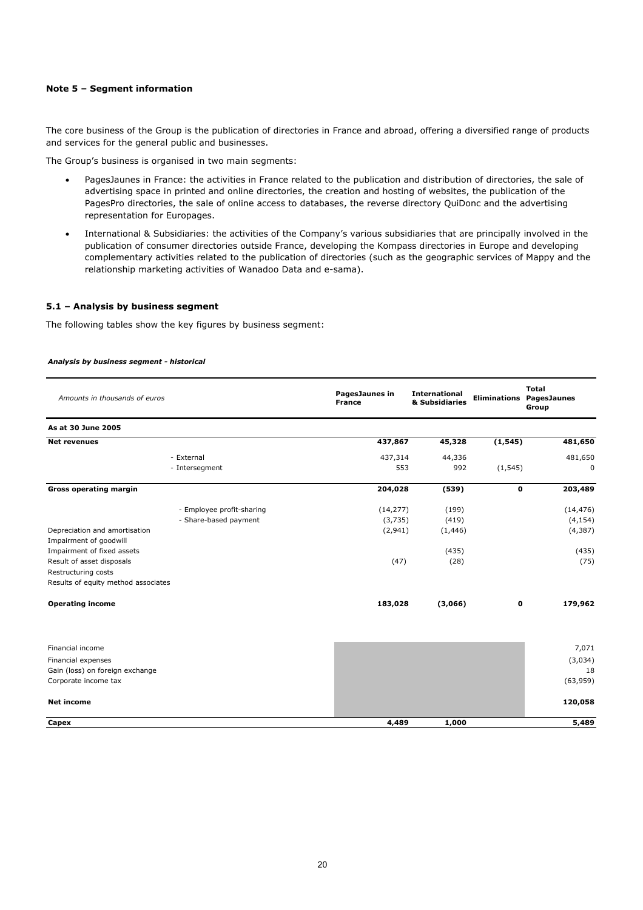#### Note 5 – Segment information

The core business of the Group is the publication of directories in France and abroad, offering a diversified range of products and services for the general public and businesses.

The Group's business is organised in two main segments:

- PagesJaunes in France: the activities in France related to the publication and distribution of directories, the sale of advertising space in printed and online directories, the creation and hosting of websites, the publication of the PagesPro directories, the sale of online access to databases, the reverse directory QuiDonc and the advertising representation for Europages.
- International & Subsidiaries: the activities of the Company's various subsidiaries that are principally involved in the publication of consumer directories outside France, developing the Kompass directories in Europe and developing complementary activities related to the publication of directories (such as the geographic services of Mappy and the relationship marketing activities of Wanadoo Data and e-sama).

#### 5.1 – Analysis by business segment

The following tables show the key figures by business segment:

***Analysis by business segment - historical***

| *Amounts in thousands of euros* | | PagesJaunes in France | International & Subsidiaries | Eliminations | Total PagesJaunes Group |
|---|---|---|---|---|---|
| **As at 30 June 2005** | | | | | |
| **Net revenues** | | **437,867** | **45,328** | **(1,545)** | **481,650** |
| | - External | 437,314 | 44,336 | | 481,650 |
| | - Intersegment | 553 | 992 | (1,545) | 0 |
| **Gross operating margin** | | **204,028** | **(539)** | **0** | **203,489** |
| | - Employee profit-sharing | (14,277) | (199) | | (14,476) |
| | - Share-based payment | (3,735) | (419) | | (4,154) |
| Depreciation and amortisation | | (2,941) | (1,446) | | (4,387) |
| Impairment of goodwill | | | | | |
| Impairment of fixed assets | | | (435) | | (435) |
| Result of asset disposals | | (47) | (28) | | (75) |
| Restructuring costs | | | | | |
| Results of equity method associates | | | | | |
| **Operating income** | | **183,028** | **(3,066)** | **0** | **179,962** |
| Financial income | | | | | 7,071 |
| Financial expenses | | | | | (3,034) |
| Gain (loss) on foreign exchange | | | | | 18 |
| Corporate income tax | | | | | (63,959) |
| **Net income** | | | | | **120,058** |
| **Capex** | | **4,489** | **1,000** | | **5,489** |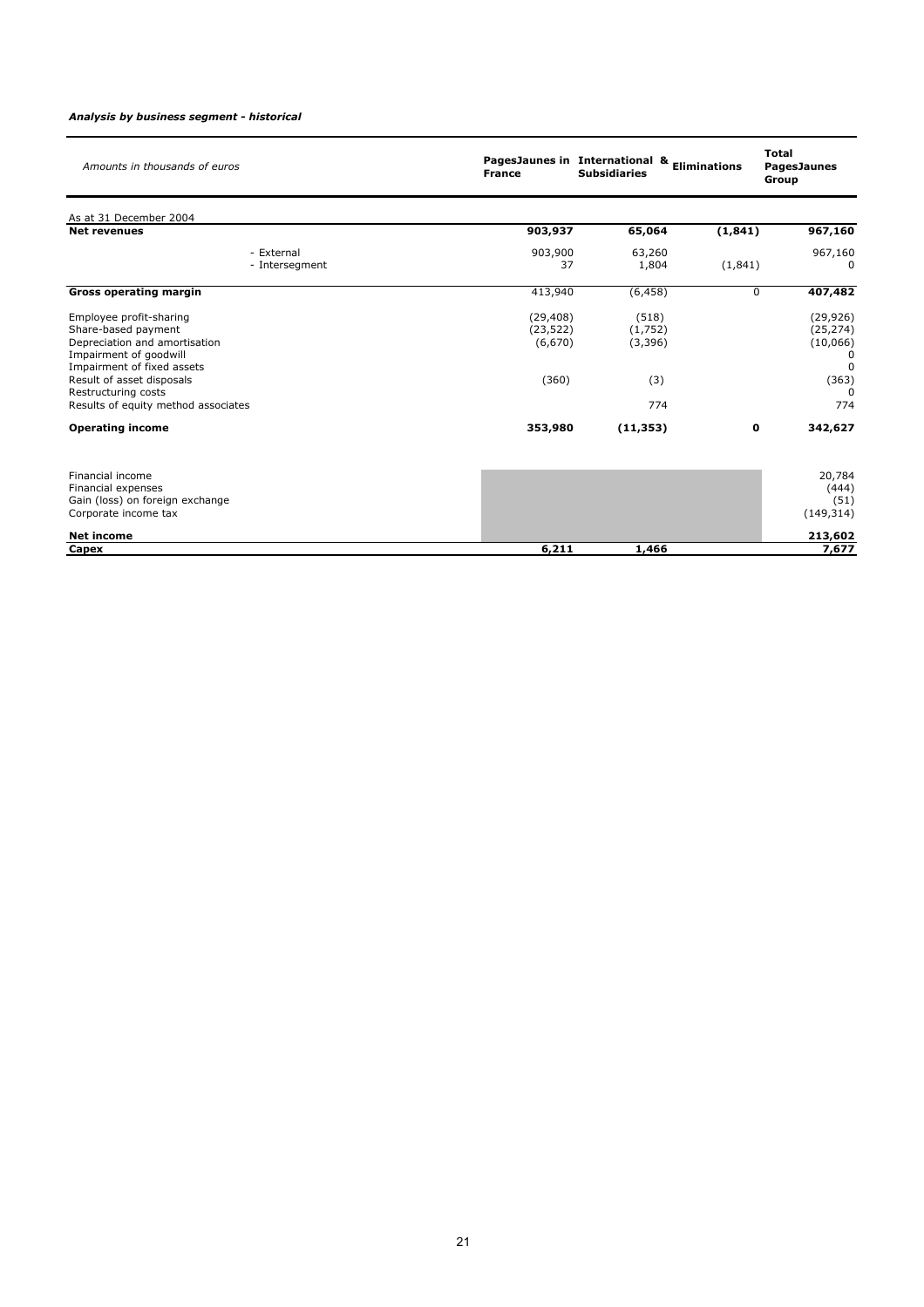*Analysis by business segment - historical*

| *Amounts in thousands of euros* | PagesJaunes in France | International & Subsidiaries | Eliminations | Total PagesJaunes Group |
|---|---|---|---|---|
| As at 31 December 2004 | | | | |
| **Net revenues** | **903,937** | **65,064** | **(1,841)** | **967,160** |
| - External | 903,900 | 63,260 | | 967,160 |
| - Intersegment | 37 | 1,804 | (1,841) | 0 |
| **Gross operating margin** | 413,940 | (6,458) | 0 | **407,482** |
| Employee profit-sharing | (29,408) | (518) | | (29,926) |
| Share-based payment | (23,522) | (1,752) | | (25,274) |
| Depreciation and amortisation | (6,670) | (3,396) | | (10,066) |
| Impairment of goodwill | | | | 0 |
| Impairment of fixed assets | | | | 0 |
| Result of asset disposals | (360) | (3) | | (363) |
| Restructuring costs | | | | 0 |
| Results of equity method associates | | 774 | | 774 |
| **Operating income** | **353,980** | **(11,353)** | **0** | **342,627** |
| Financial income | | | | 20,784 |
| Financial expenses | | | | (444) |
| Gain (loss) on foreign exchange | | | | (51) |
| Corporate income tax | | | | (149,314) |
| **Net income** | | | | **213,602** |
| **Capex** | **6,211** | **1,466** | | **7,677** |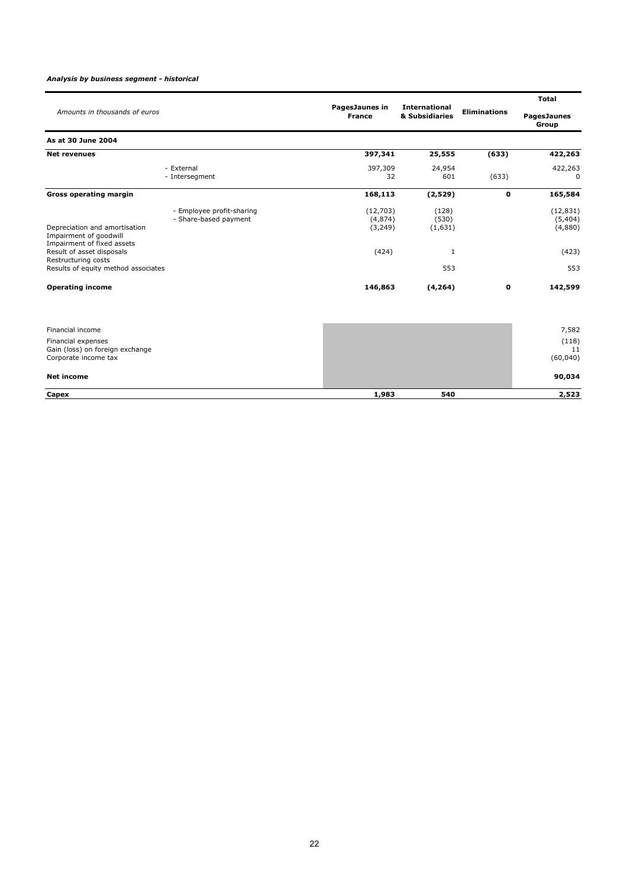*Analysis by business segment - historical*

| Amounts in thousands of euros | PagesJaunes in France | International & Subsidiaries | Eliminations | Total PagesJaunes Group |
|---|---|---|---|---|
| **As at 30 June 2004** | | | | |
| **Net revenues** | **397,341** | **25,555** | **(633)** | **422,263** |
| - External | 397,309 | 24,954 | | 422,263 |
| - Intersegment | 32 | 601 | (633) | 0 |
| **Gross operating margin** | **168,113** | **(2,529)** | **0** | **165,584** |
| - Employee profit-sharing | (12,703) | (128) | | (12,831) |
| - Share-based payment | (4,874) | (530) | | (5,404) |
| Depreciation and amortisation | (3,249) | (1,631) | | (4,880) |
| Impairment of goodwill | | | | |
| Impairment of fixed assets | | | | |
| Result of asset disposals | (424) | 1 | | (423) |
| Restructuring costs | | | | |
| Results of equity method associates | | 553 | | 553 |
| **Operating income** | **146,863** | **(4,264)** | **0** | **142,599** |
| Financial income | | | | 7,582 |
| Financial expenses | | | | (118) |
| Gain (loss) on foreign exchange | | | | 11 |
| Corporate income tax | | | | (60,040) |
| **Net income** | | | | **90,034** |
| **Capex** | **1,983** | **540** | | **2,523** |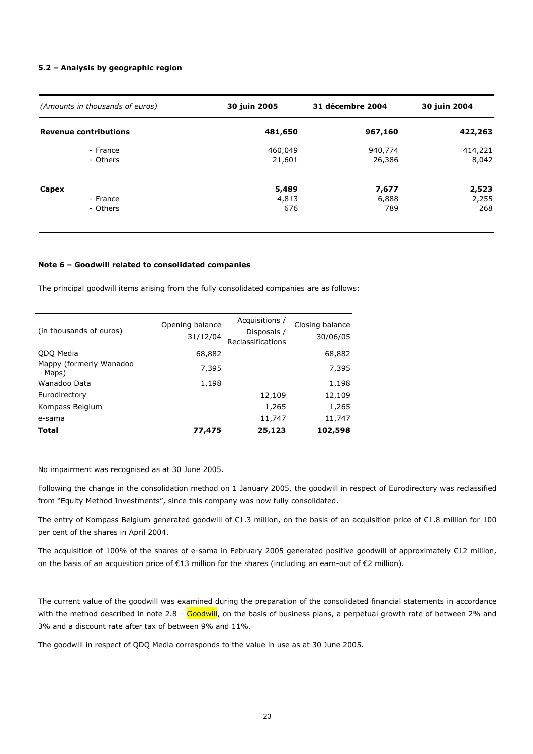#### 5.2 – Analysis by geographic region

| *(Amounts in thousands of euros)* | 30 juin 2005 | 31 décembre 2004 | 30 juin 2004 |
|---|---|---|---|
| **Revenue contributions** | **481,650** | **967,160** | **422,263** |
| - France | 460,049 | 940,774 | 414,221 |
| - Others | 21,601 | 26,386 | 8,042 |
| **Capex** | **5,489** | **7,677** | **2,523** |
| - France | 4,813 | 6,888 | 2,255 |
| - Others | 676 | 789 | 268 |

#### Note 6 – Goodwill related to consolidated companies

The principal goodwill items arising from the fully consolidated companies are as follows:

| (in thousands of euros) | Opening balance 31/12/04 | Acquisitions / Disposals / Reclassifications | Closing balance 30/06/05 |
|---|---|---|---|
| QDQ Media | 68,882 | | 68,882 |
| Mappy (formerly Wanadoo Maps) | 7,395 | | 7,395 |
| Wanadoo Data | 1,198 | | 1,198 |
| Eurodirectory | | 12,109 | 12,109 |
| Kompass Belgium | | 1,265 | 1,265 |
| e-sama | | 11,747 | 11,747 |
| **Total** | **77,475** | **25,123** | **102,598** |

No impairment was recognised as at 30 June 2005.

Following the change in the consolidation method on 1 January 2005, the goodwill in respect of Eurodirectory was reclassified from "Equity Method Investments", since this company was now fully consolidated.

The entry of Kompass Belgium generated goodwill of €1.3 million, on the basis of an acquisition price of €1.8 million for 100 per cent of the shares in April 2004.

The acquisition of 100% of the shares of e-sama in February 2005 generated positive goodwill of approximately €12 million, on the basis of an acquisition price of €13 million for the shares (including an earn-out of €2 million).

The current value of the goodwill was examined during the preparation of the consolidated financial statements in accordance with the method described in note 2.8 – Goodwill, on the basis of business plans, a perpetual growth rate of between 2% and 3% and a discount rate after tax of between 9% and 11%.

The goodwill in respect of QDQ Media corresponds to the value in use as at 30 June 2005.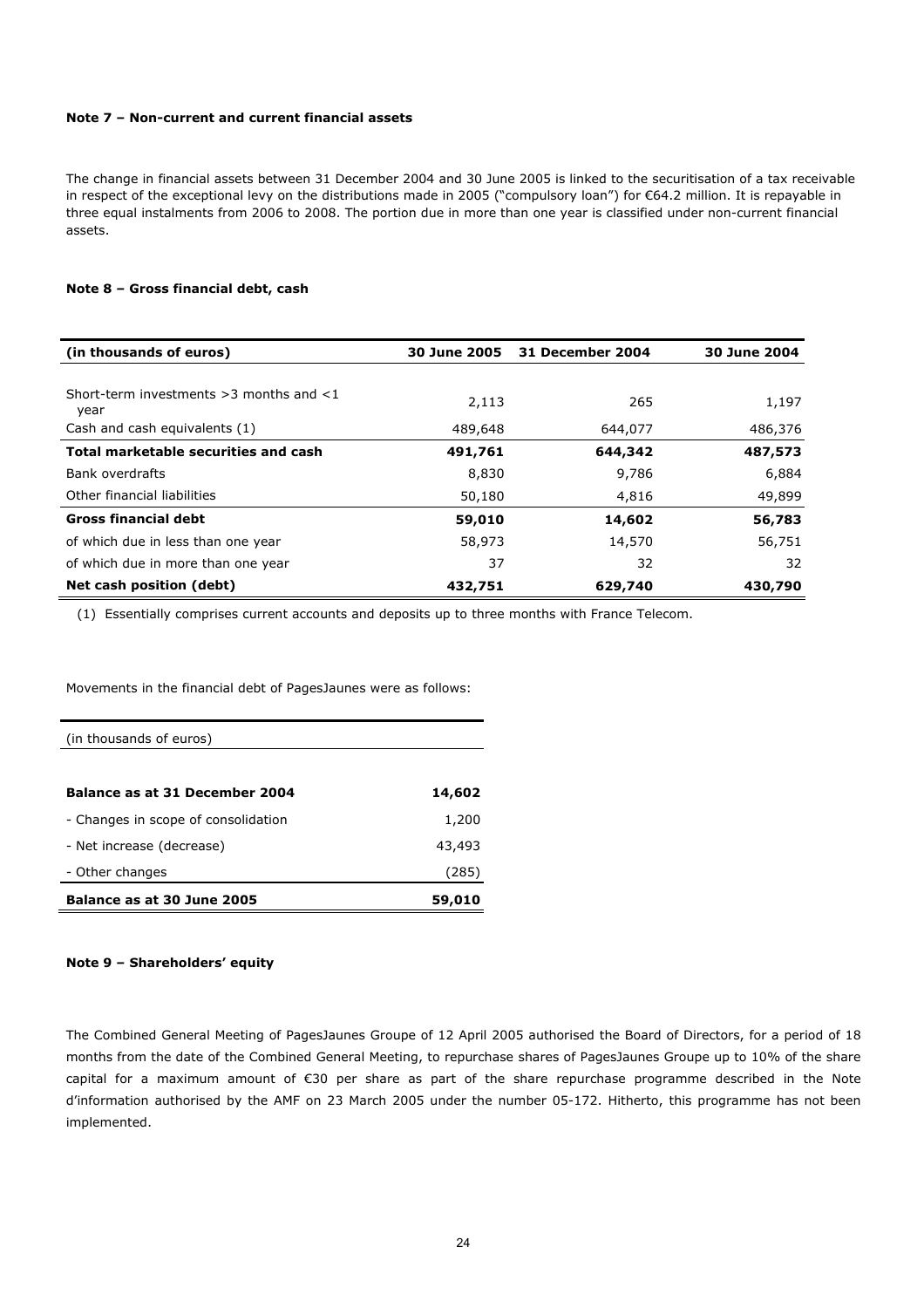**Note 7 – Non-current and current financial assets**

The change in financial assets between 31 December 2004 and 30 June 2005 is linked to the securitisation of a tax receivable in respect of the exceptional levy on the distributions made in 2005 ("compulsory loan") for €64.2 million. It is repayable in three equal instalments from 2006 to 2008. The portion due in more than one year is classified under non-current financial assets.

**Note 8 – Gross financial debt, cash**

| (in thousands of euros) | 30 June 2005 | 31 December 2004 | 30 June 2004 |
|---|---|---|---|
| Short-term investments >3 months and <1 year | 2,113 | 265 | 1,197 |
| Cash and cash equivalents (1) | 489,648 | 644,077 | 486,376 |
| **Total marketable securities and cash** | **491,761** | **644,342** | **487,573** |
| Bank overdrafts | 8,830 | 9,786 | 6,884 |
| Other financial liabilities | 50,180 | 4,816 | 49,899 |
| **Gross financial debt** | **59,010** | **14,602** | **56,783** |
| of which due in less than one year | 58,973 | 14,570 | 56,751 |
| of which due in more than one year | 37 | 32 | 32 |
| **Net cash position (debt)** | **432,751** | **629,740** | **430,790** |

(1) Essentially comprises current accounts and deposits up to three months with France Telecom.

Movements in the financial debt of PagesJaunes were as follows:

| (in thousands of euros) | |
|---|---|
| **Balance as at 31 December 2004** | **14,602** |
| - Changes in scope of consolidation | 1,200 |
| - Net increase (decrease) | 43,493 |
| - Other changes | (285) |
| **Balance as at 30 June 2005** | **59,010** |

**Note 9 – Shareholders' equity**

The Combined General Meeting of PagesJaunes Groupe of 12 April 2005 authorised the Board of Directors, for a period of 18 months from the date of the Combined General Meeting, to repurchase shares of PagesJaunes Groupe up to 10% of the share capital for a maximum amount of €30 per share as part of the share repurchase programme described in the Note d'information authorised by the AMF on 23 March 2005 under the number 05-172. Hitherto, this programme has not been implemented.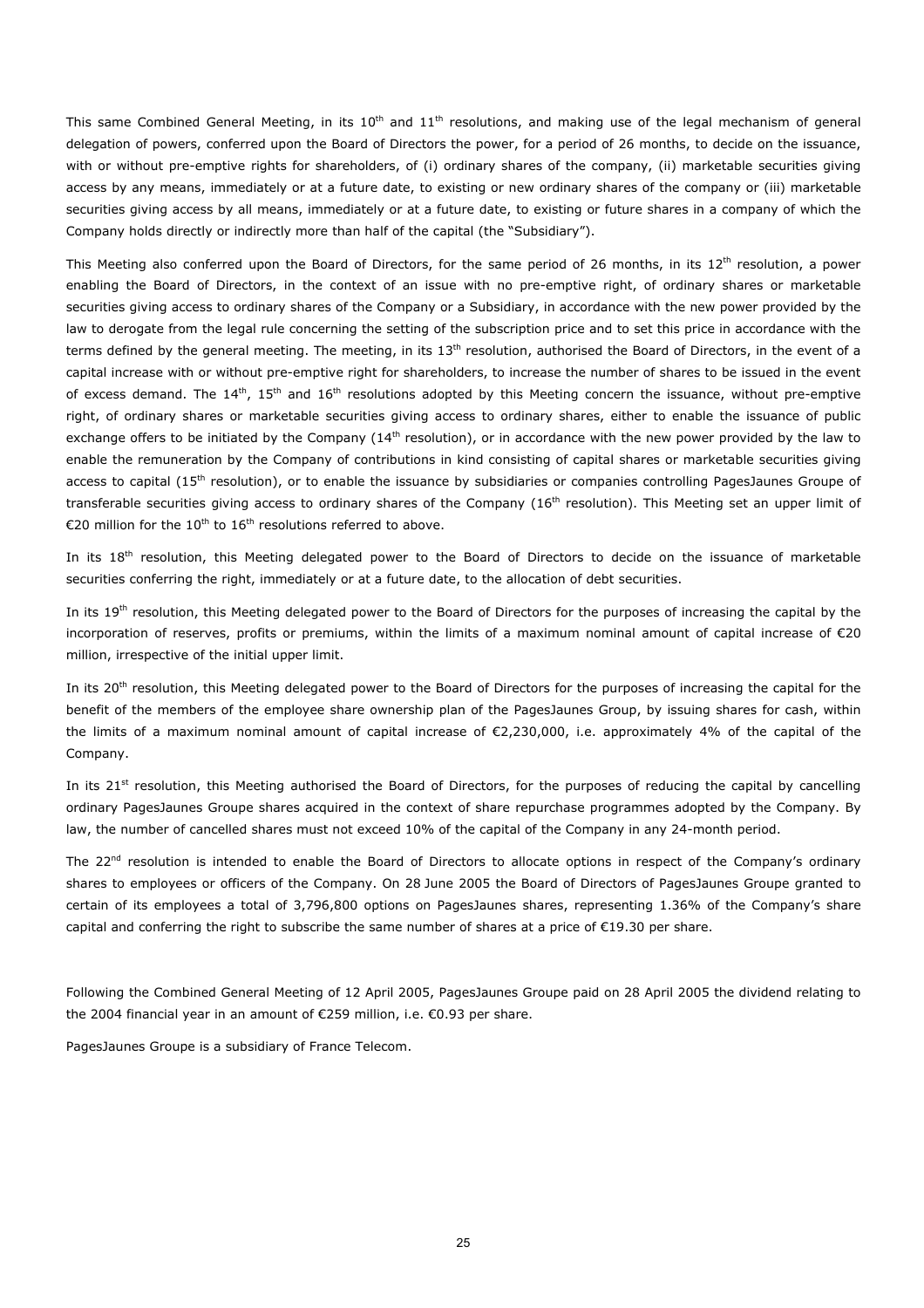This same Combined General Meeting, in its 10th and 11th resolutions, and making use of the legal mechanism of general delegation of powers, conferred upon the Board of Directors the power, for a period of 26 months, to decide on the issuance, with or without pre-emptive rights for shareholders, of (i) ordinary shares of the company, (ii) marketable securities giving access by any means, immediately or at a future date, to existing or new ordinary shares of the company or (iii) marketable securities giving access by all means, immediately or at a future date, to existing or future shares in a company of which the Company holds directly or indirectly more than half of the capital (the "Subsidiary").

This Meeting also conferred upon the Board of Directors, for the same period of 26 months, in its 12th resolution, a power enabling the Board of Directors, in the context of an issue with no pre-emptive right, of ordinary shares or marketable securities giving access to ordinary shares of the Company or a Subsidiary, in accordance with the new power provided by the law to derogate from the legal rule concerning the setting of the subscription price and to set this price in accordance with the terms defined by the general meeting. The meeting, in its 13th resolution, authorised the Board of Directors, in the event of a capital increase with or without pre-emptive right for shareholders, to increase the number of shares to be issued in the event of excess demand. The 14th, 15th and 16th resolutions adopted by this Meeting concern the issuance, without pre-emptive right, of ordinary shares or marketable securities giving access to ordinary shares, either to enable the issuance of public exchange offers to be initiated by the Company (14th resolution), or in accordance with the new power provided by the law to enable the remuneration by the Company of contributions in kind consisting of capital shares or marketable securities giving access to capital (15th resolution), or to enable the issuance by subsidiaries or companies controlling PagesJaunes Groupe of transferable securities giving access to ordinary shares of the Company (16th resolution). This Meeting set an upper limit of €20 million for the 10th to 16th resolutions referred to above.

In its 18th resolution, this Meeting delegated power to the Board of Directors to decide on the issuance of marketable securities conferring the right, immediately or at a future date, to the allocation of debt securities.

In its 19th resolution, this Meeting delegated power to the Board of Directors for the purposes of increasing the capital by the incorporation of reserves, profits or premiums, within the limits of a maximum nominal amount of capital increase of €20 million, irrespective of the initial upper limit.

In its 20th resolution, this Meeting delegated power to the Board of Directors for the purposes of increasing the capital for the benefit of the members of the employee share ownership plan of the PagesJaunes Group, by issuing shares for cash, within the limits of a maximum nominal amount of capital increase of €2,230,000, i.e. approximately 4% of the capital of the Company.

In its 21st resolution, this Meeting authorised the Board of Directors, for the purposes of reducing the capital by cancelling ordinary PagesJaunes Groupe shares acquired in the context of share repurchase programmes adopted by the Company. By law, the number of cancelled shares must not exceed 10% of the capital of the Company in any 24-month period.

The 22nd resolution is intended to enable the Board of Directors to allocate options in respect of the Company's ordinary shares to employees or officers of the Company. On 28 June 2005 the Board of Directors of PagesJaunes Groupe granted to certain of its employees a total of 3,796,800 options on PagesJaunes shares, representing 1.36% of the Company's share capital and conferring the right to subscribe the same number of shares at a price of €19.30 per share.

Following the Combined General Meeting of 12 April 2005, PagesJaunes Groupe paid on 28 April 2005 the dividend relating to the 2004 financial year in an amount of €259 million, i.e. €0.93 per share.

PagesJaunes Groupe is a subsidiary of France Telecom.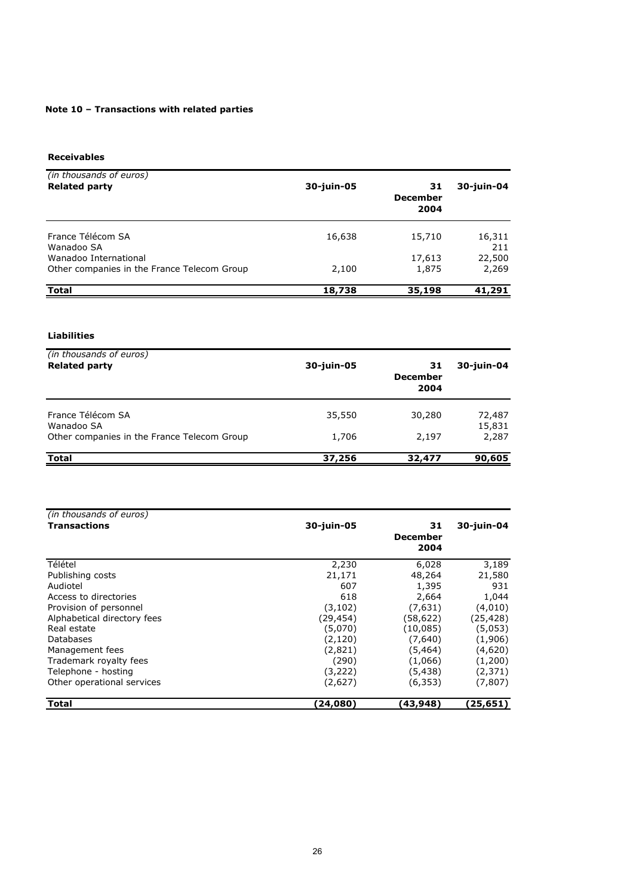**Note 10 – Transactions with related parties**

**Receivables**

| *(in thousands of euros)*<br>**Related party** | **30-juin-05** | **31 December 2004** | **30-juin-04** |
|---|---|---|---|
| France Télécom SA | 16,638 | 15,710 | 16,311 |
| Wanadoo SA | | | 211 |
| Wanadoo International | | 17,613 | 22,500 |
| Other companies in the France Telecom Group | 2,100 | 1,875 | 2,269 |
| **Total** | **18,738** | **35,198** | **41,291** |

**Liabilities**

| *(in thousands of euros)*<br>**Related party** | **30-juin-05** | **31 December 2004** | **30-juin-04** |
|---|---|---|---|
| France Télécom SA | 35,550 | 30,280 | 72,487 |
| Wanadoo SA | | | 15,831 |
| Other companies in the France Telecom Group | 1,706 | 2,197 | 2,287 |
| **Total** | **37,256** | **32,477** | **90,605** |

| *(in thousands of euros)*<br>**Transactions** | **30-juin-05** | **31 December 2004** | **30-juin-04** |
|---|---|---|---|
| Télétel | 2,230 | 6,028 | 3,189 |
| Publishing costs | 21,171 | 48,264 | 21,580 |
| Audiotel | 607 | 1,395 | 931 |
| Access to directories | 618 | 2,664 | 1,044 |
| Provision of personnel | (3,102) | (7,631) | (4,010) |
| Alphabetical directory fees | (29,454) | (58,622) | (25,428) |
| Real estate | (5,070) | (10,085) | (5,053) |
| Databases | (2,120) | (7,640) | (1,906) |
| Management fees | (2,821) | (5,464) | (4,620) |
| Trademark royalty fees | (290) | (1,066) | (1,200) |
| Telephone - hosting | (3,222) | (5,438) | (2,371) |
| Other operational services | (2,627) | (6,353) | (7,807) |
| **Total** | **(24,080)** | **(43,948)** | **(25,651)** |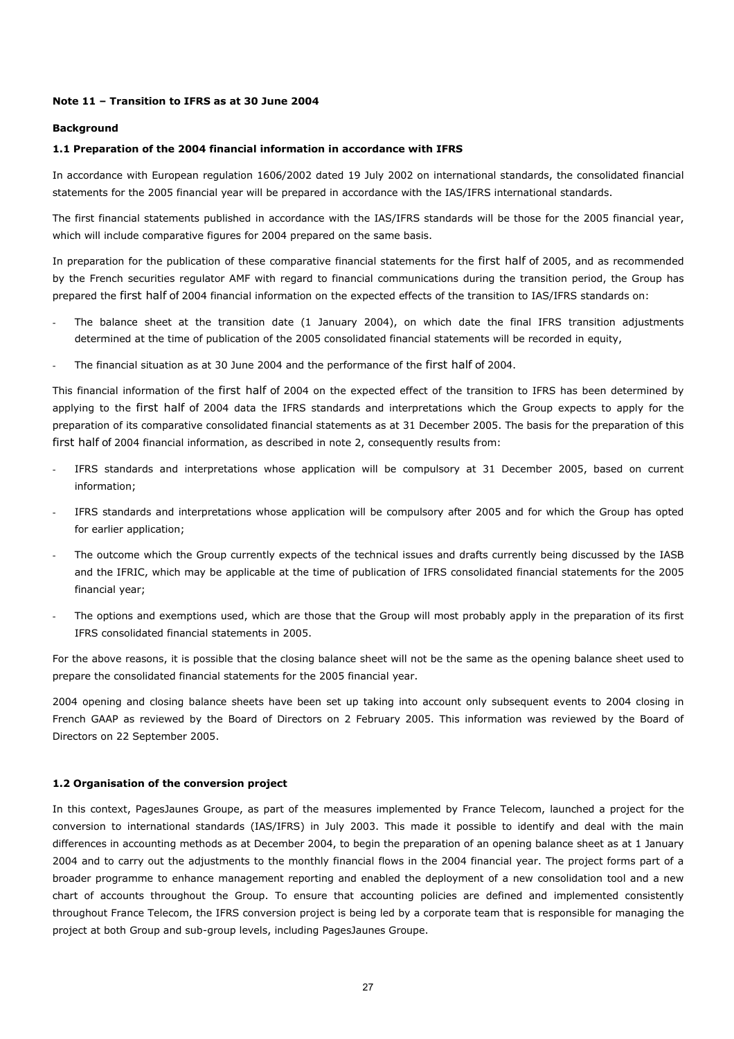**Note 11 – Transition to IFRS as at 30 June 2004**

**Background**

**1.1 Preparation of the 2004 financial information in accordance with IFRS**

In accordance with European regulation 1606/2002 dated 19 July 2002 on international standards, the consolidated financial statements for the 2005 financial year will be prepared in accordance with the IAS/IFRS international standards.

The first financial statements published in accordance with the IAS/IFRS standards will be those for the 2005 financial year, which will include comparative figures for 2004 prepared on the same basis.

In preparation for the publication of these comparative financial statements for the first half of 2005, and as recommended by the French securities regulator AMF with regard to financial communications during the transition period, the Group has prepared the first half of 2004 financial information on the expected effects of the transition to IAS/IFRS standards on:

- The balance sheet at the transition date (1 January 2004), on which date the final IFRS transition adjustments determined at the time of publication of the 2005 consolidated financial statements will be recorded in equity,
- The financial situation as at 30 June 2004 and the performance of the first half of 2004.

This financial information of the first half of 2004 on the expected effect of the transition to IFRS has been determined by applying to the first half of 2004 data the IFRS standards and interpretations which the Group expects to apply for the preparation of its comparative consolidated financial statements as at 31 December 2005. The basis for the preparation of this first half of 2004 financial information, as described in note 2, consequently results from:

- IFRS standards and interpretations whose application will be compulsory at 31 December 2005, based on current information;
- IFRS standards and interpretations whose application will be compulsory after 2005 and for which the Group has opted for earlier application;
- The outcome which the Group currently expects of the technical issues and drafts currently being discussed by the IASB and the IFRIC, which may be applicable at the time of publication of IFRS consolidated financial statements for the 2005 financial year;
- The options and exemptions used, which are those that the Group will most probably apply in the preparation of its first IFRS consolidated financial statements in 2005.

For the above reasons, it is possible that the closing balance sheet will not be the same as the opening balance sheet used to prepare the consolidated financial statements for the 2005 financial year.

2004 opening and closing balance sheets have been set up taking into account only subsequent events to 2004 closing in French GAAP as reviewed by the Board of Directors on 2 February 2005. This information was reviewed by the Board of Directors on 22 September 2005.

**1.2 Organisation of the conversion project**

In this context, PagesJaunes Groupe, as part of the measures implemented by France Telecom, launched a project for the conversion to international standards (IAS/IFRS) in July 2003. This made it possible to identify and deal with the main differences in accounting methods as at December 2004, to begin the preparation of an opening balance sheet as at 1 January 2004 and to carry out the adjustments to the monthly financial flows in the 2004 financial year. The project forms part of a broader programme to enhance management reporting and enabled the deployment of a new consolidation tool and a new chart of accounts throughout the Group. To ensure that accounting policies are defined and implemented consistently throughout France Telecom, the IFRS conversion project is being led by a corporate team that is responsible for managing the project at both Group and sub-group levels, including PagesJaunes Groupe.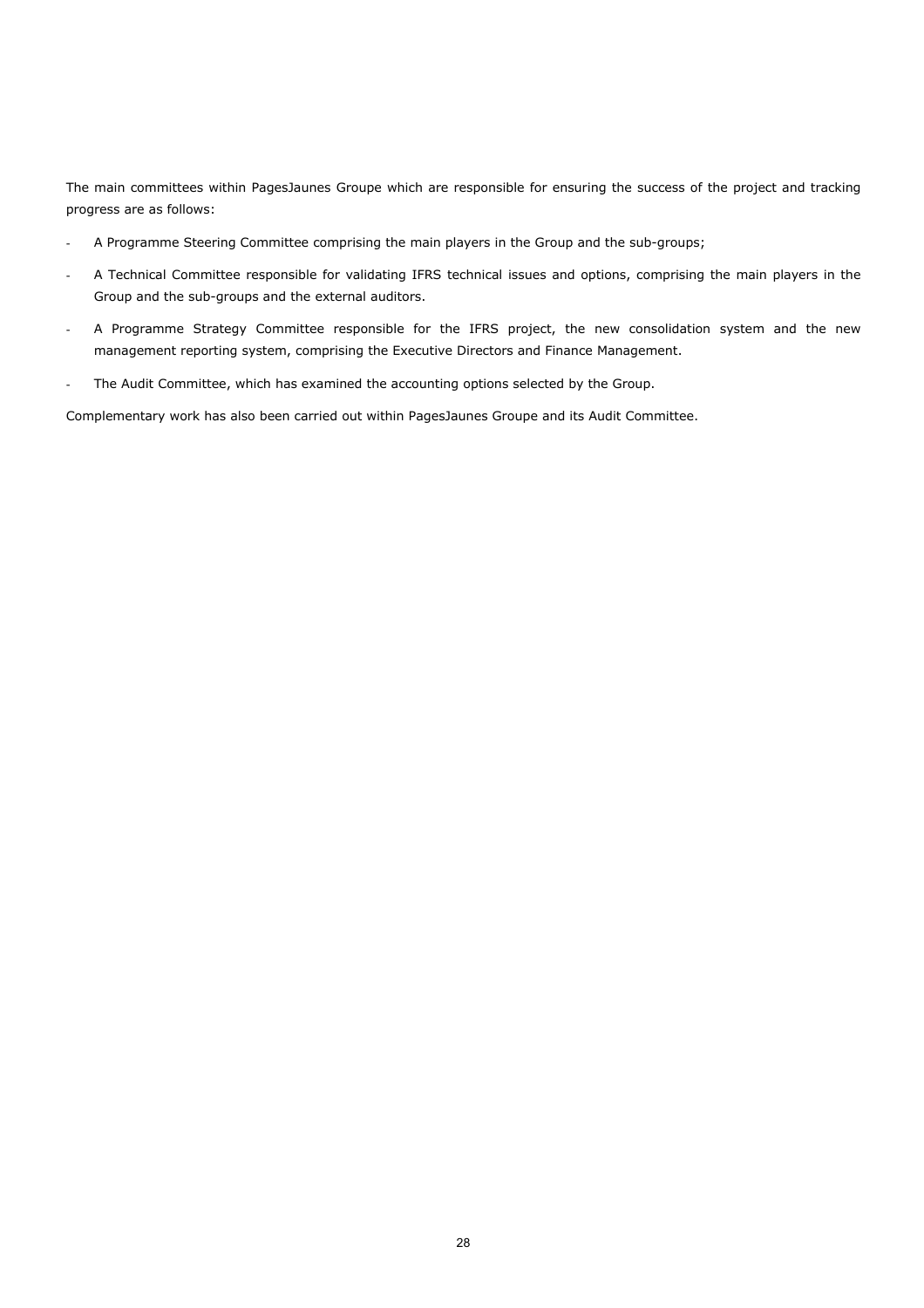The main committees within PagesJaunes Groupe which are responsible for ensuring the success of the project and tracking progress are as follows:

- A Programme Steering Committee comprising the main players in the Group and the sub-groups;
- A Technical Committee responsible for validating IFRS technical issues and options, comprising the main players in the Group and the sub-groups and the external auditors.
- A Programme Strategy Committee responsible for the IFRS project, the new consolidation system and the new management reporting system, comprising the Executive Directors and Finance Management.
- The Audit Committee, which has examined the accounting options selected by the Group.

Complementary work has also been carried out within PagesJaunes Groupe and its Audit Committee.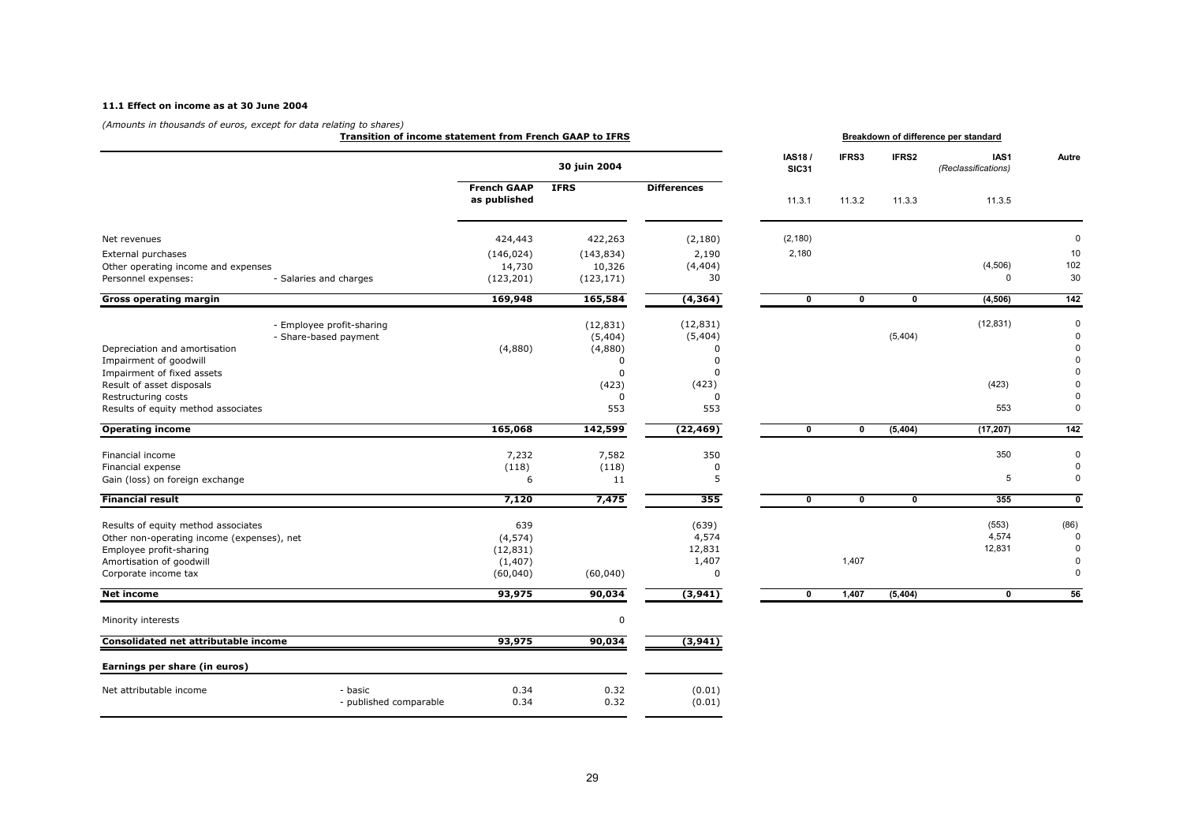### 11.1 Effect on income as at 30 June 2004

*(Amounts in thousands of euros, except for data relating to shares)*

**Transition of income statement from French GAAP to IFRS** | **Breakdown of difference per standard**

| | | 30 juin 2004 | | | IAS18 / SIC31 | IFRS3 | IFRS2 | IAS1 *(Reclassifications)* | Autre |
|---|---|---|---|---|---|---|---|---|---|
| | | French GAAP as published | IFRS | Differences | 11.3.1 | 11.3.2 | 11.3.3 | 11.3.5 | |
| Net revenues | | 424,443 | 422,263 | (2,180) | (2,180) | | | | 0 |
| External purchases | | (146,024) | (143,834) | 2,190 | 2,180 | | | | 10 |
| Other operating income and expenses | | 14,730 | 10,326 | (4,404) | | | | (4,506) | 102 |
| Personnel expenses: | - Salaries and charges | (123,201) | (123,171) | 30 | | | | 0 | 30 |
| **Gross operating margin** | | **169,948** | **165,584** | **(4,364)** | **0** | **0** | **0** | **(4,506)** | **142** |
| | - Employee profit-sharing | | (12,831) | (12,831) | | | | (12,831) | 0 |
| | - Share-based payment | | (5,404) | (5,404) | | | (5,404) | | 0 |
| Depreciation and amortisation | | (4,880) | (4,880) | 0 | | | | | 0 |
| Impairment of goodwill | | | 0 | 0 | | | | | 0 |
| Impairment of fixed assets | | | 0 | 0 | | | | | 0 |
| Result of asset disposals | | | (423) | (423) | | | | (423) | 0 |
| Restructuring costs | | | 0 | 0 | | | | | 0 |
| Results of equity method associates | | | 553 | 553 | | | | 553 | 0 |
| **Operating income** | | **165,068** | **142,599** | **(22,469)** | **0** | **0** | **(5,404)** | **(17,207)** | **142** |
| Financial income | | 7,232 | 7,582 | 350 | | | | 350 | 0 |
| Financial expense | | (118) | (118) | 0 | | | | | 0 |
| Gain (loss) on foreign exchange | | 6 | 11 | 5 | | | | 5 | 0 |
| **Financial result** | | **7,120** | **7,475** | **355** | **0** | **0** | **0** | **355** | **0** |
| Results of equity method associates | | 639 | | (639) | | | | (553) | (86) |
| Other non-operating income (expenses), net | | (4,574) | | 4,574 | | | | 4,574 | 0 |
| Employee profit-sharing | | (12,831) | | 12,831 | | | | 12,831 | 0 |
| Amortisation of goodwill | | (1,407) | | 1,407 | | 1,407 | | | 0 |
| Corporate income tax | | (60,040) | (60,040) | 0 | | | | | 0 |
| **Net income** | | **93,975** | **90,034** | **(3,941)** | **0** | **1,407** | **(5,404)** | **0** | **56** |
| Minority interests | | | 0 | | | | | | |
| **Consolidated net attributable income** | | **93,975** | **90,034** | **(3,941)** | | | | | |
| **Earnings per share (in euros)** | | | | | | | | | |
| Net attributable income | - basic | 0.34 | 0.32 | (0.01) | | | | | |
| | - published comparable | 0.34 | 0.32 | (0.01) | | | | | |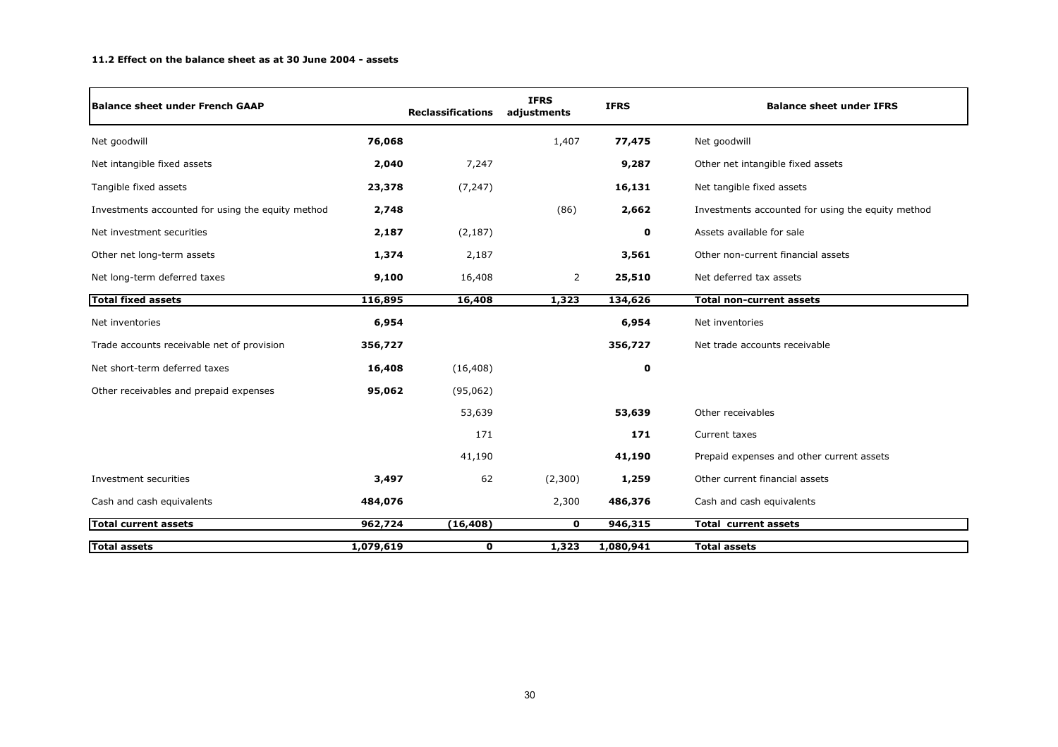#### 11.2 Effect on the balance sheet as at 30 June 2004 - assets

| Balance sheet under French GAAP | | Reclassifications | IFRS adjustments | IFRS | Balance sheet under IFRS |
|---|---|---|---|---|---|
| Net goodwill | **76,068** | | 1,407 | **77,475** | Net goodwill |
| Net intangible fixed assets | **2,040** | 7,247 | | **9,287** | Other net intangible fixed assets |
| Tangible fixed assets | **23,378** | (7,247) | | **16,131** | Net tangible fixed assets |
| Investments accounted for using the equity method | **2,748** | | (86) | **2,662** | Investments accounted for using the equity method |
| Net investment securities | **2,187** | (2,187) | | **0** | Assets available for sale |
| Other net long-term assets | **1,374** | 2,187 | | **3,561** | Other non-current financial assets |
| Net long-term deferred taxes | **9,100** | 16,408 | 2 | **25,510** | Net deferred tax assets |
| **Total fixed assets** | **116,895** | **16,408** | **1,323** | **134,626** | **Total non-current assets** |
| Net inventories | **6,954** | | | **6,954** | Net inventories |
| Trade accounts receivable net of provision | **356,727** | | | **356,727** | Net trade accounts receivable |
| Net short-term deferred taxes | **16,408** | (16,408) | | **0** | |
| Other receivables and prepaid expenses | **95,062** | (95,062) | | | |
| | | 53,639 | | **53,639** | Other receivables |
| | | 171 | | **171** | Current taxes |
| | | 41,190 | | **41,190** | Prepaid expenses and other current assets |
| Investment securities | **3,497** | 62 | (2,300) | **1,259** | Other current financial assets |
| Cash and cash equivalents | **484,076** | | 2,300 | **486,376** | Cash and cash equivalents |
| **Total current assets** | **962,724** | **(16,408)** | **0** | **946,315** | **Total current assets** |
| **Total assets** | **1,079,619** | **0** | **1,323** | **1,080,941** | **Total assets** |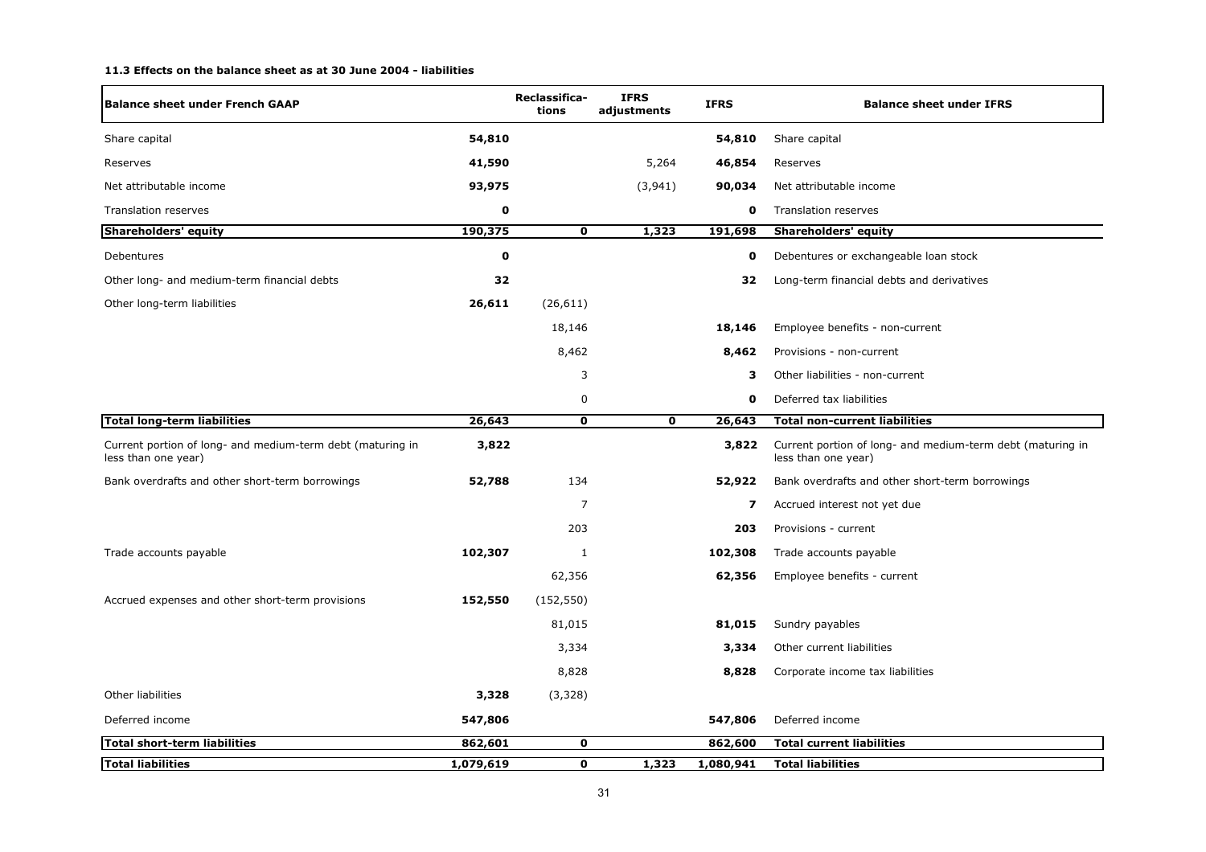#### 11.3 Effects on the balance sheet as at 30 June 2004 - liabilities

| Balance sheet under French GAAP | | Reclassifications | IFRS adjustments | IFRS | Balance sheet under IFRS |
|---|---|---|---|---|---|
| Share capital | **54,810** | | | **54,810** | Share capital |
| Reserves | **41,590** | | 5,264 | **46,854** | Reserves |
| Net attributable income | **93,975** | | (3,941) | **90,034** | Net attributable income |
| Translation reserves | **0** | | | **0** | Translation reserves |
| **Shareholders' equity** | **190,375** | **0** | **1,323** | **191,698** | **Shareholders' equity** |
| Debentures | **0** | | | **0** | Debentures or exchangeable loan stock |
| Other long- and medium-term financial debts | **32** | | | **32** | Long-term financial debts and derivatives |
| Other long-term liabilities | **26,611** | (26,611) | | | |
| | | 18,146 | | **18,146** | Employee benefits - non-current |
| | | 8,462 | | **8,462** | Provisions - non-current |
| | | 3 | | **3** | Other liabilities - non-current |
| | | 0 | | **0** | Deferred tax liabilities |
| **Total long-term liabilities** | **26,643** | **0** | **0** | **26,643** | **Total non-current liabilities** |
| Current portion of long- and medium-term debt (maturing in less than one year) | **3,822** | | | **3,822** | Current portion of long- and medium-term debt (maturing in less than one year) |
| Bank overdrafts and other short-term borrowings | **52,788** | 134 | | **52,922** | Bank overdrafts and other short-term borrowings |
| | | 7 | | **7** | Accrued interest not yet due |
| | | 203 | | **203** | Provisions - current |
| Trade accounts payable | **102,307** | 1 | | **102,308** | Trade accounts payable |
| | | 62,356 | | **62,356** | Employee benefits - current |
| Accrued expenses and other short-term provisions | **152,550** | (152,550) | | | |
| | | 81,015 | | **81,015** | Sundry payables |
| | | 3,334 | | **3,334** | Other current liabilities |
| | | 8,828 | | **8,828** | Corporate income tax liabilities |
| Other liabilities | **3,328** | (3,328) | | | |
| Deferred income | **547,806** | | | **547,806** | Deferred income |
| **Total short-term liabilities** | **862,601** | **0** | | **862,600** | **Total current liabilities** |
| **Total liabilities** | **1,079,619** | **0** | **1,323** | **1,080,941** | **Total liabilities** |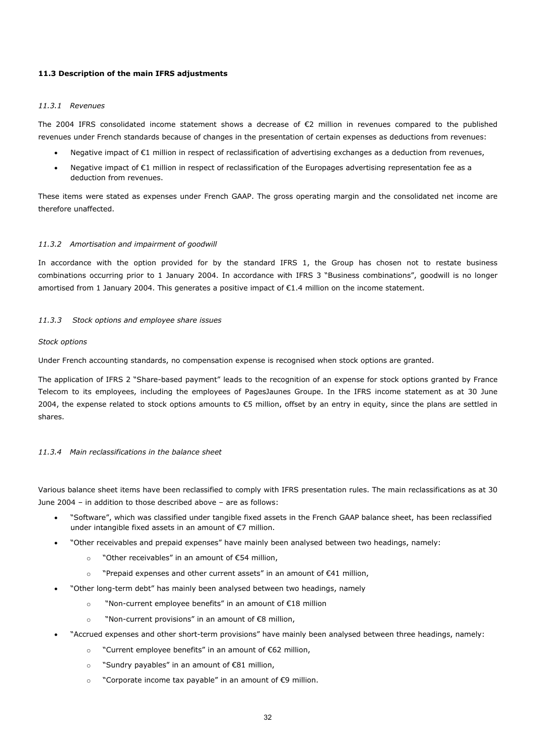### 11.3 Description of the main IFRS adjustments

#### *11.3.1 Revenues*

The 2004 IFRS consolidated income statement shows a decrease of €2 million in revenues compared to the published revenues under French standards because of changes in the presentation of certain expenses as deductions from revenues:

- Negative impact of €1 million in respect of reclassification of advertising exchanges as a deduction from revenues,
- Negative impact of €1 million in respect of reclassification of the Europages advertising representation fee as a deduction from revenues.

These items were stated as expenses under French GAAP. The gross operating margin and the consolidated net income are therefore unaffected.

#### *11.3.2 Amortisation and impairment of goodwill*

In accordance with the option provided for by the standard IFRS 1, the Group has chosen not to restate business combinations occurring prior to 1 January 2004. In accordance with IFRS 3 "Business combinations", goodwill is no longer amortised from 1 January 2004. This generates a positive impact of €1.4 million on the income statement.

#### *11.3.3 Stock options and employee share issues*

*Stock options*

Under French accounting standards, no compensation expense is recognised when stock options are granted.

The application of IFRS 2 "Share-based payment" leads to the recognition of an expense for stock options granted by France Telecom to its employees, including the employees of PagesJaunes Groupe. In the IFRS income statement as at 30 June 2004, the expense related to stock options amounts to €5 million, offset by an entry in equity, since the plans are settled in shares.

#### *11.3.4 Main reclassifications in the balance sheet*

Various balance sheet items have been reclassified to comply with IFRS presentation rules. The main reclassifications as at 30 June 2004 – in addition to those described above – are as follows:

- "Software", which was classified under tangible fixed assets in the French GAAP balance sheet, has been reclassified under intangible fixed assets in an amount of €7 million.
- "Other receivables and prepaid expenses" have mainly been analysed between two headings, namely:
  - "Other receivables" in an amount of €54 million,
  - "Prepaid expenses and other current assets" in an amount of €41 million,
- "Other long-term debt" has mainly been analysed between two headings, namely
  - "Non-current employee benefits" in an amount of €18 million
  - "Non-current provisions" in an amount of €8 million,
- "Accrued expenses and other short-term provisions" have mainly been analysed between three headings, namely:
  - "Current employee benefits" in an amount of €62 million,
  - "Sundry payables" in an amount of €81 million,
  - "Corporate income tax payable" in an amount of €9 million.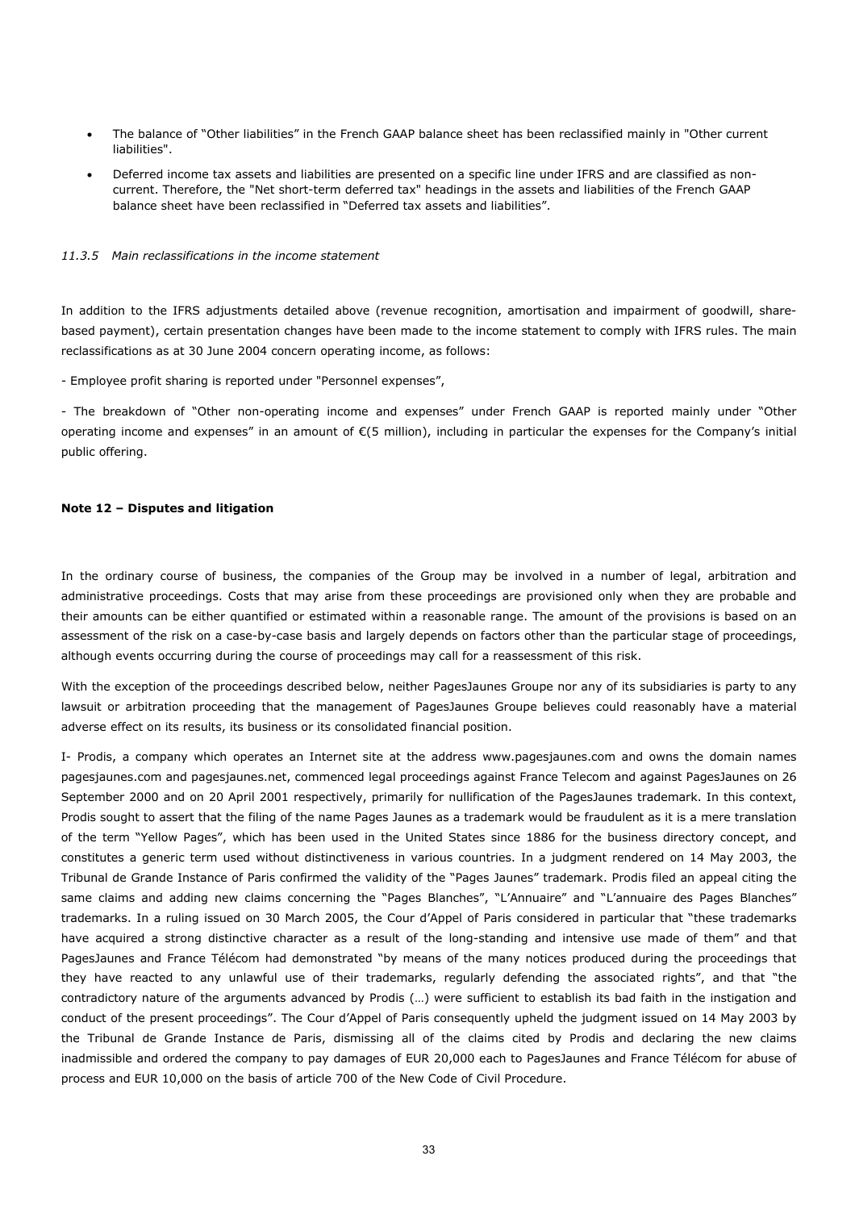- The balance of “Other liabilities” in the French GAAP balance sheet has been reclassified mainly in "Other current liabilities".
- Deferred income tax assets and liabilities are presented on a specific line under IFRS and are classified as non-current. Therefore, the "Net short-term deferred tax" headings in the assets and liabilities of the French GAAP balance sheet have been reclassified in “Deferred tax assets and liabilities”.

*11.3.5 Main reclassifications in the income statement*

In addition to the IFRS adjustments detailed above (revenue recognition, amortisation and impairment of goodwill, share-based payment), certain presentation changes have been made to the income statement to comply with IFRS rules. The main reclassifications as at 30 June 2004 concern operating income, as follows:

- Employee profit sharing is reported under "Personnel expenses”,

- The breakdown of “Other non-operating income and expenses” under French GAAP is reported mainly under “Other operating income and expenses” in an amount of €(5 million), including in particular the expenses for the Company’s initial public offering.

**Note 12 – Disputes and litigation**

In the ordinary course of business, the companies of the Group may be involved in a number of legal, arbitration and administrative proceedings. Costs that may arise from these proceedings are provisioned only when they are probable and their amounts can be either quantified or estimated within a reasonable range. The amount of the provisions is based on an assessment of the risk on a case-by-case basis and largely depends on factors other than the particular stage of proceedings, although events occurring during the course of proceedings may call for a reassessment of this risk.

With the exception of the proceedings described below, neither PagesJaunes Groupe nor any of its subsidiaries is party to any lawsuit or arbitration proceeding that the management of PagesJaunes Groupe believes could reasonably have a material adverse effect on its results, its business or its consolidated financial position.

I- Prodis, a company which operates an Internet site at the address www.pagesjaunes.com and owns the domain names pagesjaunes.com and pagesjaunes.net, commenced legal proceedings against France Telecom and against PagesJaunes on 26 September 2000 and on 20 April 2001 respectively, primarily for nullification of the PagesJaunes trademark. In this context, Prodis sought to assert that the filing of the name Pages Jaunes as a trademark would be fraudulent as it is a mere translation of the term “Yellow Pages”, which has been used in the United States since 1886 for the business directory concept, and constitutes a generic term used without distinctiveness in various countries. In a judgment rendered on 14 May 2003, the Tribunal de Grande Instance of Paris confirmed the validity of the “Pages Jaunes” trademark. Prodis filed an appeal citing the same claims and adding new claims concerning the “Pages Blanches”, “L’Annuaire” and “L’annuaire des Pages Blanches” trademarks. In a ruling issued on 30 March 2005, the Cour d’Appel of Paris considered in particular that “these trademarks have acquired a strong distinctive character as a result of the long-standing and intensive use made of them” and that PagesJaunes and France Télécom had demonstrated “by means of the many notices produced during the proceedings that they have reacted to any unlawful use of their trademarks, regularly defending the associated rights”, and that “the contradictory nature of the arguments advanced by Prodis (…) were sufficient to establish its bad faith in the instigation and conduct of the present proceedings”. The Cour d’Appel of Paris consequently upheld the judgment issued on 14 May 2003 by the Tribunal de Grande Instance de Paris, dismissing all of the claims cited by Prodis and declaring the new claims inadmissible and ordered the company to pay damages of EUR 20,000 each to PagesJaunes and France Télécom for abuse of process and EUR 10,000 on the basis of article 700 of the New Code of Civil Procedure.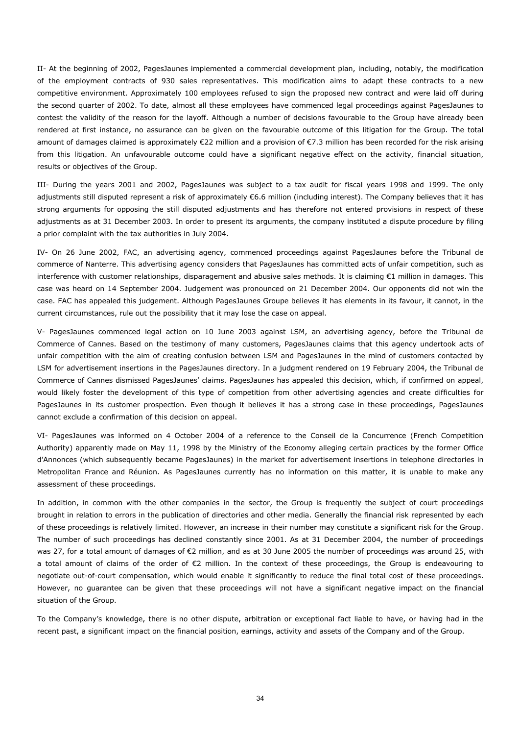II- At the beginning of 2002, PagesJaunes implemented a commercial development plan, including, notably, the modification of the employment contracts of 930 sales representatives. This modification aims to adapt these contracts to a new competitive environment. Approximately 100 employees refused to sign the proposed new contract and were laid off during the second quarter of 2002. To date, almost all these employees have commenced legal proceedings against PagesJaunes to contest the validity of the reason for the layoff. Although a number of decisions favourable to the Group have already been rendered at first instance, no assurance can be given on the favourable outcome of this litigation for the Group. The total amount of damages claimed is approximately €22 million and a provision of €7.3 million has been recorded for the risk arising from this litigation. An unfavourable outcome could have a significant negative effect on the activity, financial situation, results or objectives of the Group.

III- During the years 2001 and 2002, PagesJaunes was subject to a tax audit for fiscal years 1998 and 1999. The only adjustments still disputed represent a risk of approximately €6.6 million (including interest). The Company believes that it has strong arguments for opposing the still disputed adjustments and has therefore not entered provisions in respect of these adjustments as at 31 December 2003. In order to present its arguments, the company instituted a dispute procedure by filing a prior complaint with the tax authorities in July 2004.

IV- On 26 June 2002, FAC, an advertising agency, commenced proceedings against PagesJaunes before the Tribunal de commerce of Nanterre. This advertising agency considers that PagesJaunes has committed acts of unfair competition, such as interference with customer relationships, disparagement and abusive sales methods. It is claiming €1 million in damages. This case was heard on 14 September 2004. Judgement was pronounced on 21 December 2004. Our opponents did not win the case. FAC has appealed this judgement. Although PagesJaunes Groupe believes it has elements in its favour, it cannot, in the current circumstances, rule out the possibility that it may lose the case on appeal.

V- PagesJaunes commenced legal action on 10 June 2003 against LSM, an advertising agency, before the Tribunal de Commerce of Cannes. Based on the testimony of many customers, PagesJaunes claims that this agency undertook acts of unfair competition with the aim of creating confusion between LSM and PagesJaunes in the mind of customers contacted by LSM for advertisement insertions in the PagesJaunes directory. In a judgment rendered on 19 February 2004, the Tribunal de Commerce of Cannes dismissed PagesJaunes' claims. PagesJaunes has appealed this decision, which, if confirmed on appeal, would likely foster the development of this type of competition from other advertising agencies and create difficulties for PagesJaunes in its customer prospection. Even though it believes it has a strong case in these proceedings, PagesJaunes cannot exclude a confirmation of this decision on appeal.

VI- PagesJaunes was informed on 4 October 2004 of a reference to the Conseil de la Concurrence (French Competition Authority) apparently made on May 11, 1998 by the Ministry of the Economy alleging certain practices by the former Office d'Annonces (which subsequently became PagesJaunes) in the market for advertisement insertions in telephone directories in Metropolitan France and Réunion. As PagesJaunes currently has no information on this matter, it is unable to make any assessment of these proceedings.

In addition, in common with the other companies in the sector, the Group is frequently the subject of court proceedings brought in relation to errors in the publication of directories and other media. Generally the financial risk represented by each of these proceedings is relatively limited. However, an increase in their number may constitute a significant risk for the Group. The number of such proceedings has declined constantly since 2001. As at 31 December 2004, the number of proceedings was 27, for a total amount of damages of €2 million, and as at 30 June 2005 the number of proceedings was around 25, with a total amount of claims of the order of €2 million. In the context of these proceedings, the Group is endeavouring to negotiate out-of-court compensation, which would enable it significantly to reduce the final total cost of these proceedings. However, no guarantee can be given that these proceedings will not have a significant negative impact on the financial situation of the Group.

To the Company's knowledge, there is no other dispute, arbitration or exceptional fact liable to have, or having had in the recent past, a significant impact on the financial position, earnings, activity and assets of the Company and of the Group.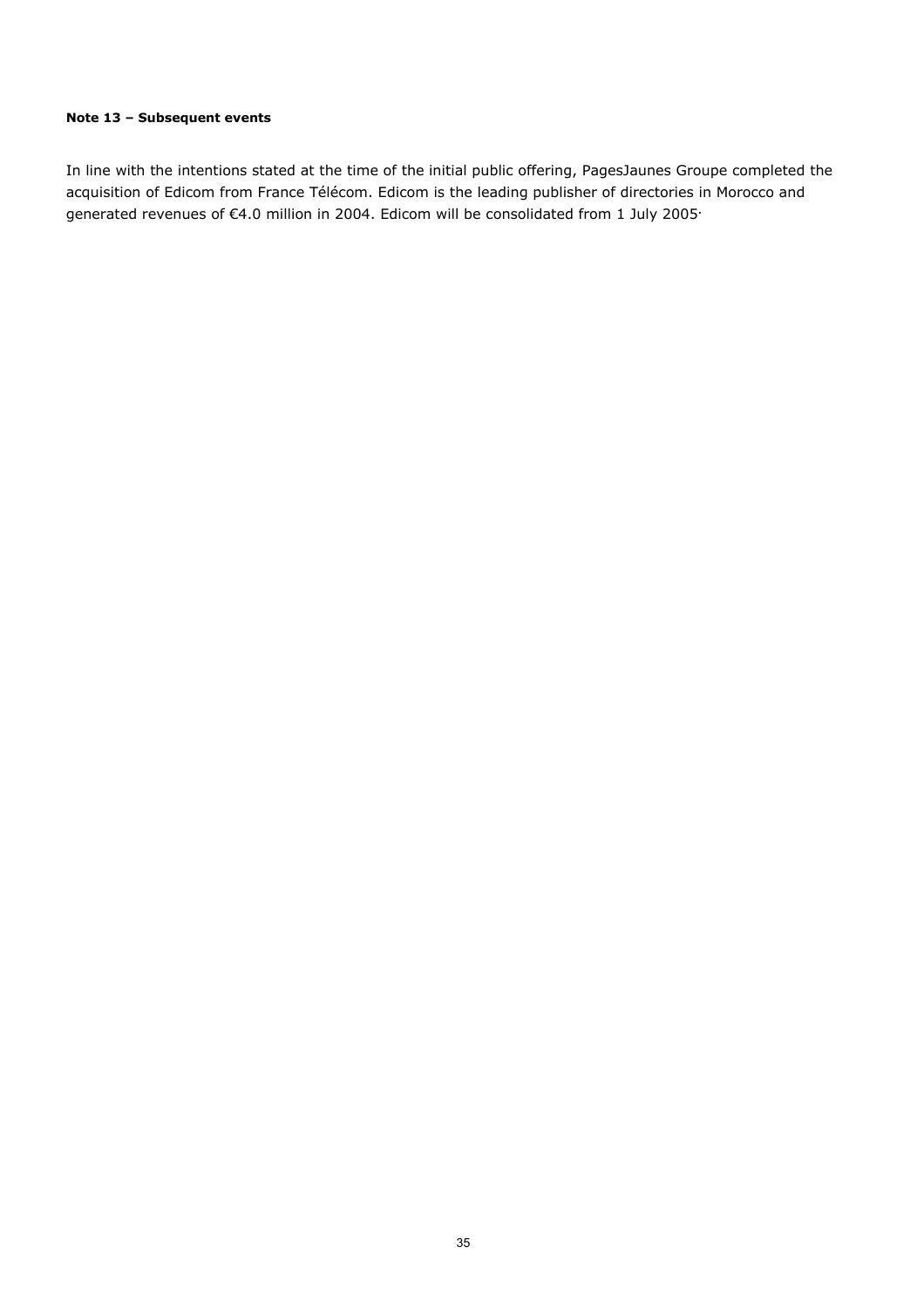**Note 13 – Subsequent events**

In line with the intentions stated at the time of the initial public offering, PagesJaunes Groupe completed the acquisition of Edicom from France Télécom. Edicom is the leading publisher of directories in Morocco and generated revenues of €4.0 million in 2004. Edicom will be consolidated from 1 July 2005·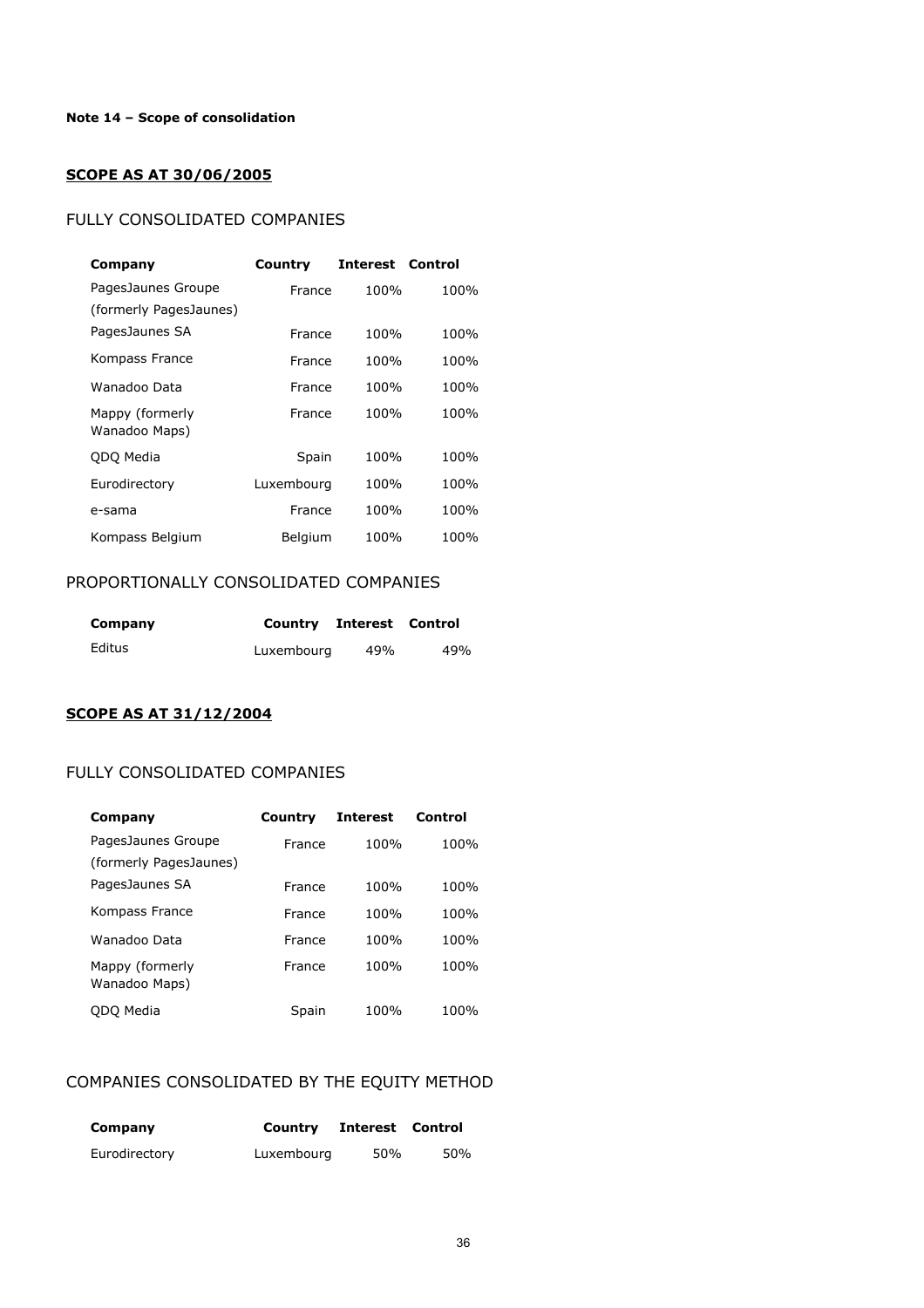**Note 14 – Scope of consolidation**

**SCOPE AS AT 30/06/2005**

## FULLY CONSOLIDATED COMPANIES

| Company | Country | Interest | Control |
|---|---|---|---|
| PagesJaunes Groupe (formerly PagesJaunes) | France | 100% | 100% |
| PagesJaunes SA | France | 100% | 100% |
| Kompass France | France | 100% | 100% |
| Wanadoo Data | France | 100% | 100% |
| Mappy (formerly Wanadoo Maps) | France | 100% | 100% |
| QDQ Media | Spain | 100% | 100% |
| Eurodirectory | Luxembourg | 100% | 100% |
| e-sama | France | 100% | 100% |
| Kompass Belgium | Belgium | 100% | 100% |

## PROPORTIONALLY CONSOLIDATED COMPANIES

| Company | Country | Interest | Control |
|---|---|---|---|
| Editus | Luxembourg | 49% | 49% |

**SCOPE AS AT 31/12/2004**

## FULLY CONSOLIDATED COMPANIES

| Company | Country | Interest | Control |
|---|---|---|---|
| PagesJaunes Groupe (formerly PagesJaunes) | France | 100% | 100% |
| PagesJaunes SA | France | 100% | 100% |
| Kompass France | France | 100% | 100% |
| Wanadoo Data | France | 100% | 100% |
| Mappy (formerly Wanadoo Maps) | France | 100% | 100% |
| QDQ Media | Spain | 100% | 100% |

## COMPANIES CONSOLIDATED BY THE EQUITY METHOD

| Company | Country | Interest | Control |
|---|---|---|---|
| Eurodirectory | Luxembourg | 50% | 50% |